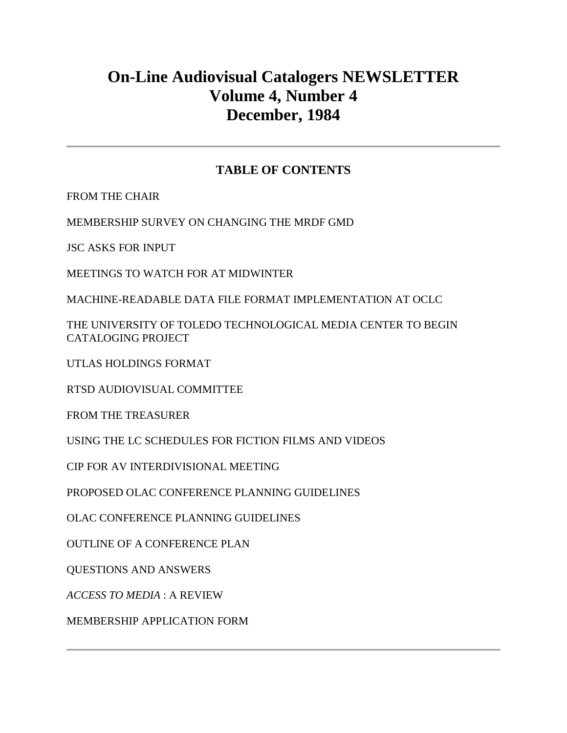# On-Line Audiovisual Catalogers NEWSLETTER
# Volume 4, Number 4
# December, 1984

---

## TABLE OF CONTENTS

FROM THE CHAIR

MEMBERSHIP SURVEY ON CHANGING THE MRDF GMD

JSC ASKS FOR INPUT

MEETINGS TO WATCH FOR AT MIDWINTER

MACHINE-READABLE DATA FILE FORMAT IMPLEMENTATION AT OCLC

THE UNIVERSITY OF TOLEDO TECHNOLOGICAL MEDIA CENTER TO BEGIN CATALOGING PROJECT

UTLAS HOLDINGS FORMAT

RTSD AUDIOVISUAL COMMITTEE

FROM THE TREASURER

USING THE LC SCHEDULES FOR FICTION FILMS AND VIDEOS

CIP FOR AV INTERDIVISIONAL MEETING

PROPOSED OLAC CONFERENCE PLANNING GUIDELINES

OLAC CONFERENCE PLANNING GUIDELINES

OUTLINE OF A CONFERENCE PLAN

QUESTIONS AND ANSWERS

*ACCESS TO MEDIA* : A REVIEW

MEMBERSHIP APPLICATION FORM

---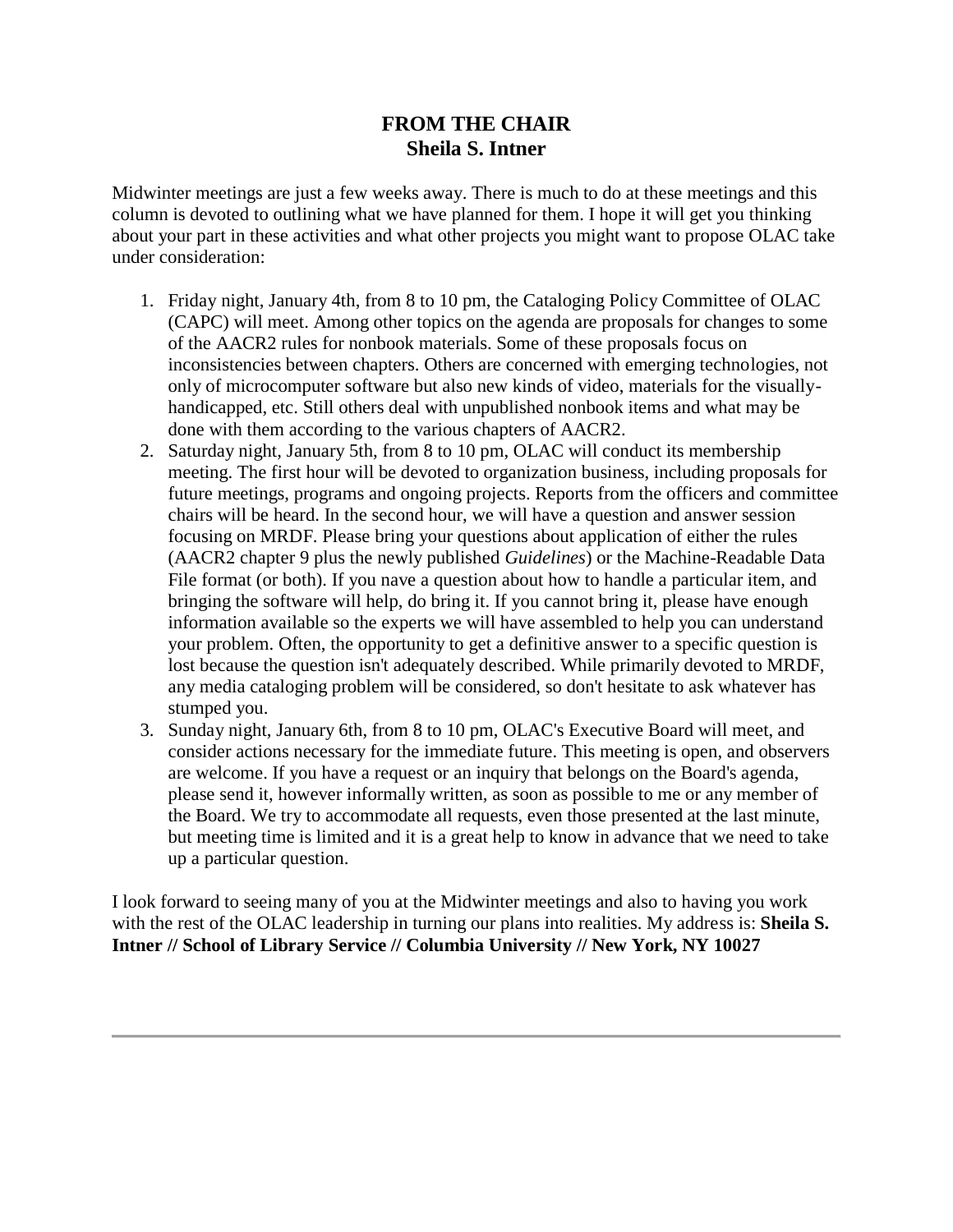# FROM THE CHAIR
## Sheila S. Intner

Midwinter meetings are just a few weeks away. There is much to do at these meetings and this column is devoted to outlining what we have planned for them. I hope it will get you thinking about your part in these activities and what other projects you might want to propose OLAC take under consideration:

1. Friday night, January 4th, from 8 to 10 pm, the Cataloging Policy Committee of OLAC (CAPC) will meet. Among other topics on the agenda are proposals for changes to some of the AACR2 rules for nonbook materials. Some of these proposals focus on inconsistencies between chapters. Others are concerned with emerging technologies, not only of microcomputer software but also new kinds of video, materials for the visually-handicapped, etc. Still others deal with unpublished nonbook items and what may be done with them according to the various chapters of AACR2.
2. Saturday night, January 5th, from 8 to 10 pm, OLAC will conduct its membership meeting. The first hour will be devoted to organization business, including proposals for future meetings, programs and ongoing projects. Reports from the officers and committee chairs will be heard. In the second hour, we will have a question and answer session focusing on MRDF. Please bring your questions about application of either the rules (AACR2 chapter 9 plus the newly published *Guidelines*) or the Machine-Readable Data File format (or both). If you nave a question about how to handle a particular item, and bringing the software will help, do bring it. If you cannot bring it, please have enough information available so the experts we will have assembled to help you can understand your problem. Often, the opportunity to get a definitive answer to a specific question is lost because the question isn't adequately described. While primarily devoted to MRDF, any media cataloging problem will be considered, so don't hesitate to ask whatever has stumped you.
3. Sunday night, January 6th, from 8 to 10 pm, OLAC's Executive Board will meet, and consider actions necessary for the immediate future. This meeting is open, and observers are welcome. If you have a request or an inquiry that belongs on the Board's agenda, please send it, however informally written, as soon as possible to me or any member of the Board. We try to accommodate all requests, even those presented at the last minute, but meeting time is limited and it is a great help to know in advance that we need to take up a particular question.

I look forward to seeing many of you at the Midwinter meetings and also to having you work with the rest of the OLAC leadership in turning our plans into realities. My address is: **Sheila S. Intner // School of Library Service // Columbia University // New York, NY 10027**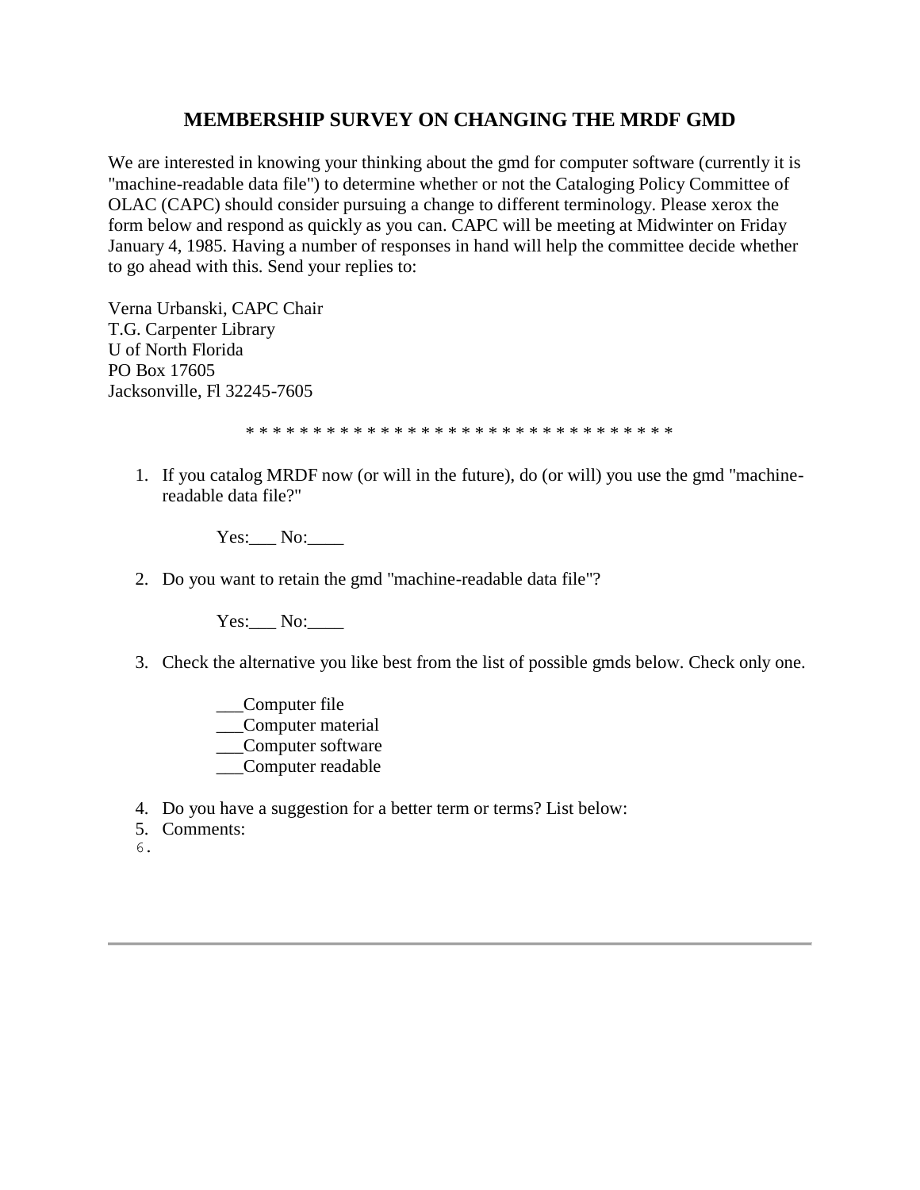## MEMBERSHIP SURVEY ON CHANGING THE MRDF GMD

We are interested in knowing your thinking about the gmd for computer software (currently it is "machine-readable data file") to determine whether or not the Cataloging Policy Committee of OLAC (CAPC) should consider pursuing a change to different terminology. Please xerox the form below and respond as quickly as you can. CAPC will be meeting at Midwinter on Friday January 4, 1985. Having a number of responses in hand will help the committee decide whether to go ahead with this. Send your replies to:

Verna Urbanski, CAPC Chair
T.G. Carpenter Library
U of North Florida
PO Box 17605
Jacksonville, Fl 32245-7605

* * * * * * * * * * * * * * * * * * * * * * * * * * * * * * * * *

1. If you catalog MRDF now (or will in the future), do (or will) you use the gmd "machine-readable data file?"

   Yes:___ No:____

2. Do you want to retain the gmd "machine-readable data file"?

   Yes:___ No:____

3. Check the alternative you like best from the list of possible gmds below. Check only one.

   ___Computer file
   ___Computer material
   ___Computer software
   ___Computer readable

4. Do you have a suggestion for a better term or terms? List below:
5. Comments:
6.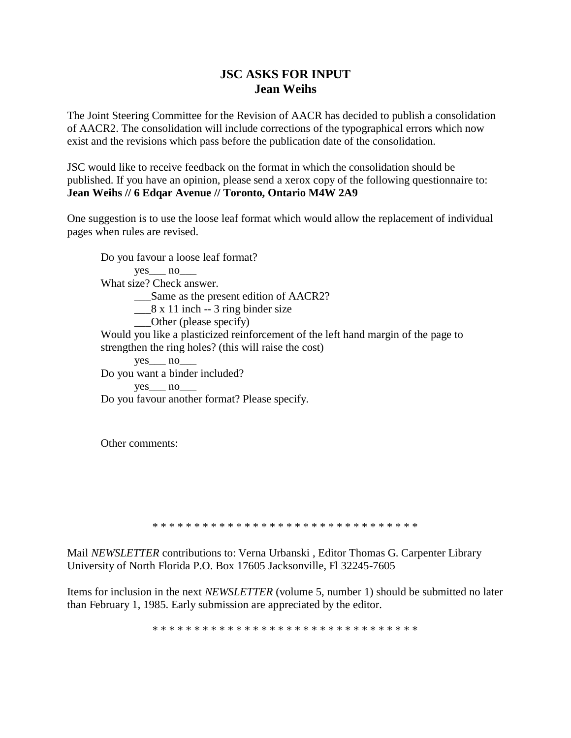# JSC ASKS FOR INPUT
## Jean Weihs

The Joint Steering Committee for the Revision of AACR has decided to publish a consolidation of AACR2. The consolidation will include corrections of the typographical errors which now exist and the revisions which pass before the publication date of the consolidation.

JSC would like to receive feedback on the format in which the consolidation should be published. If you have an opinion, please send a xerox copy of the following questionnaire to: **Jean Weihs // 6 Edqar Avenue // Toronto, Ontario M4W 2A9**

One suggestion is to use the loose leaf format which would allow the replacement of individual pages when rules are revised.

Do you favour a loose leaf format?

yes___ no___

What size? Check answer.

___Same as the present edition of AACR2?

___8 x 11 inch -- 3 ring binder size

___Other (please specify)

Would you like a plasticized reinforcement of the left hand margin of the page to strengthen the ring holes? (this will raise the cost)

yes___ no___

Do you want a binder included?

yes___ no___

Do you favour another format? Please specify.

Other comments:

* * * * * * * * * * * * * * * * * * * * * * * * * * * * * * * * *

Mail *NEWSLETTER* contributions to: Verna Urbanski , Editor Thomas G. Carpenter Library University of North Florida P.O. Box 17605 Jacksonville, Fl 32245-7605

Items for inclusion in the next *NEWSLETTER* (volume 5, number 1) should be submitted no later than February 1, 1985. Early submission are appreciated by the editor.

* * * * * * * * * * * * * * * * * * * * * * * * * * * * * * * * *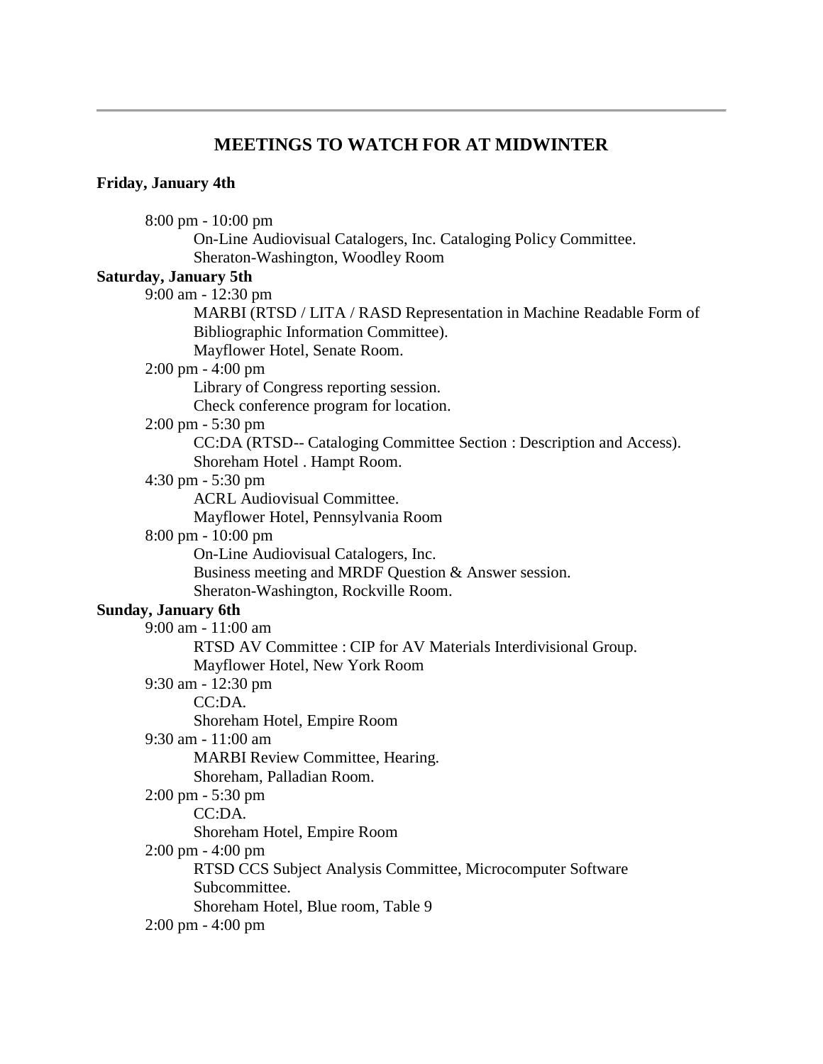## MEETINGS TO WATCH FOR AT MIDWINTER

**Friday, January 4th**

8:00 pm - 10:00 pm
On-Line Audiovisual Catalogers, Inc. Cataloging Policy Committee.
Sheraton-Washington, Woodley Room

**Saturday, January 5th**

9:00 am - 12:30 pm
MARBI (RTSD / LITA / RASD Representation in Machine Readable Form of Bibliographic Information Committee).
Mayflower Hotel, Senate Room.

2:00 pm - 4:00 pm
Library of Congress reporting session.
Check conference program for location.

2:00 pm - 5:30 pm
CC:DA (RTSD-- Cataloging Committee Section : Description and Access).
Shoreham Hotel . Hampt Room.

4:30 pm - 5:30 pm
ACRL Audiovisual Committee.
Mayflower Hotel, Pennsylvania Room

8:00 pm - 10:00 pm
On-Line Audiovisual Catalogers, Inc.
Business meeting and MRDF Question & Answer session.
Sheraton-Washington, Rockville Room.

**Sunday, January 6th**

9:00 am - 11:00 am
RTSD AV Committee : CIP for AV Materials Interdivisional Group.
Mayflower Hotel, New York Room

9:30 am - 12:30 pm
CC:DA.
Shoreham Hotel, Empire Room

9:30 am - 11:00 am
MARBI Review Committee, Hearing.
Shoreham, Palladian Room.

2:00 pm - 5:30 pm
CC:DA.
Shoreham Hotel, Empire Room

2:00 pm - 4:00 pm
RTSD CCS Subject Analysis Committee, Microcomputer Software Subcommittee.
Shoreham Hotel, Blue room, Table 9

2:00 pm - 4:00 pm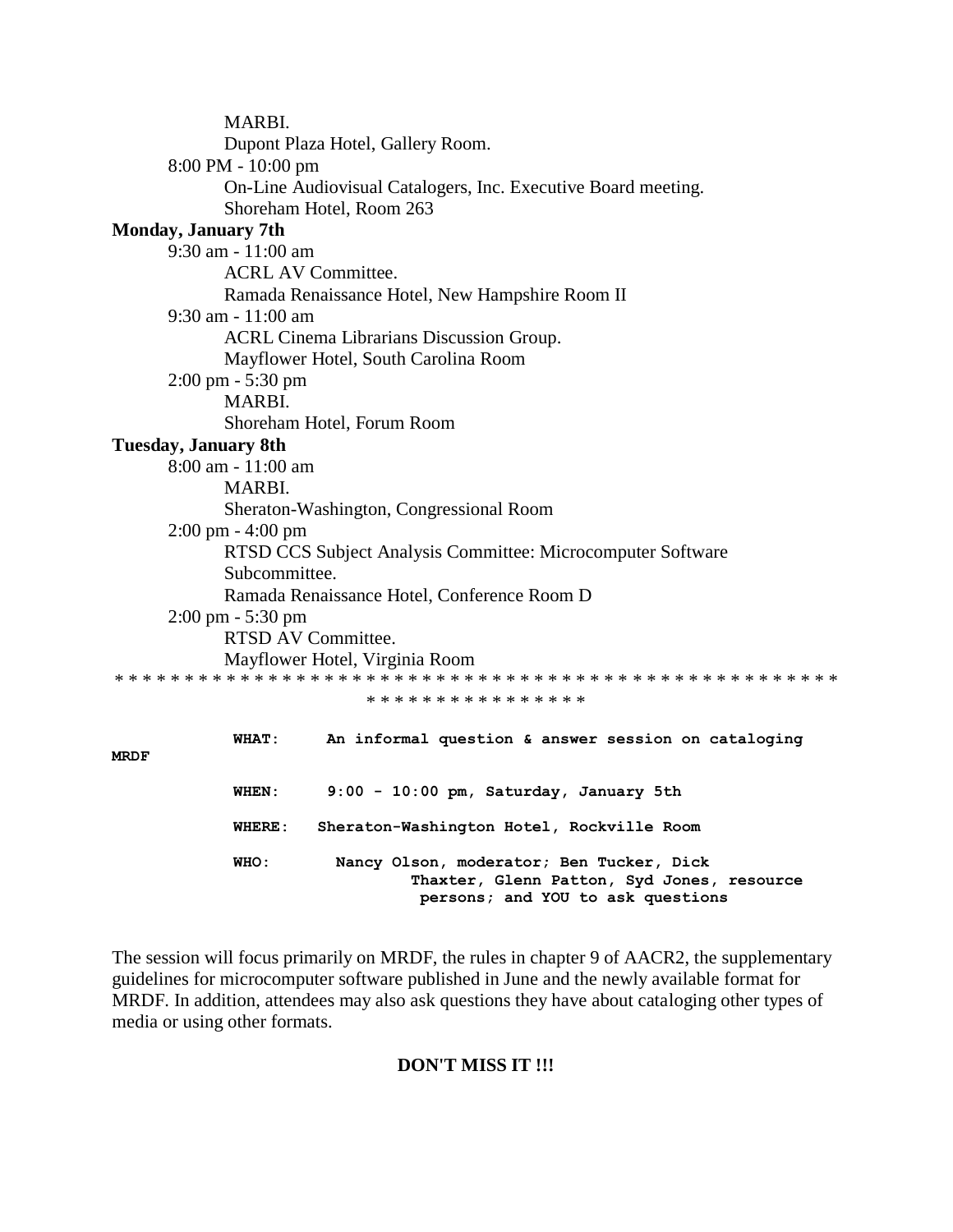MARBI.
Dupont Plaza Hotel, Gallery Room.

8:00 PM - 10:00 pm
On-Line Audiovisual Catalogers, Inc. Executive Board meeting.
Shoreham Hotel, Room 263

**Monday, January 7th**

9:30 am - 11:00 am
ACRL AV Committee.
Ramada Renaissance Hotel, New Hampshire Room II

9:30 am - 11:00 am
ACRL Cinema Librarians Discussion Group.
Mayflower Hotel, South Carolina Room

2:00 pm - 5:30 pm
MARBI.
Shoreham Hotel, Forum Room

**Tuesday, January 8th**

8:00 am - 11:00 am
MARBI.
Sheraton-Washington, Congressional Room

2:00 pm - 4:00 pm
RTSD CCS Subject Analysis Committee: Microcomputer Software Subcommittee.
Ramada Renaissance Hotel, Conference Room D

2:00 pm - 5:30 pm
RTSD AV Committee.
Mayflower Hotel, Virginia Room

* * * * * * * * * * * * * * * * * * * * * * * * * * * * * * * * * * * * * * * * * * * * * * * * * * * * * * * * * * * * * * * * * * *

**WHAT:** **An informal question & answer session on cataloging MRDF**

**WHEN:** **9:00 - 10:00 pm, Saturday, January 5th**

**WHERE:** **Sheraton-Washington Hotel, Rockville Room**

**WHO:** **Nancy Olson, moderator; Ben Tucker, Dick Thaxter, Glenn Patton, Syd Jones, resource persons; and YOU to ask questions**

The session will focus primarily on MRDF, the rules in chapter 9 of AACR2, the supplementary guidelines for microcomputer software published in June and the newly available format for MRDF. In addition, attendees may also ask questions they have about cataloging other types of media or using other formats.

**DON'T MISS IT !!!**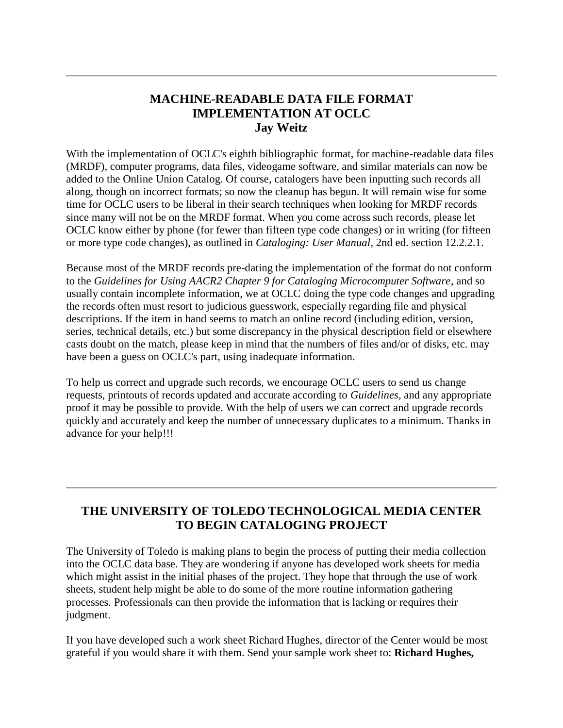---

## MACHINE-READABLE DATA FILE FORMAT IMPLEMENTATION AT OCLC
**Jay Weitz**

With the implementation of OCLC's eighth bibliographic format, for machine-readable data files (MRDF), computer programs, data files, videogame software, and similar materials can now be added to the Online Union Catalog. Of course, catalogers have been inputting such records all along, though on incorrect formats; so now the cleanup has begun. It will remain wise for some time for OCLC users to be liberal in their search techniques when looking for MRDF records since many will not be on the MRDF format. When you come across such records, please let OCLC know either by phone (for fewer than fifteen type code changes) or in writing (for fifteen or more type code changes), as outlined in *Cataloging: User Manual*, 2nd ed. section 12.2.2.1.

Because most of the MRDF records pre-dating the implementation of the format do not conform to the *Guidelines for Using AACR2 Chapter 9 for Cataloging Microcomputer Software*, and so usually contain incomplete information, we at OCLC doing the type code changes and upgrading the records often must resort to judicious guesswork, especially regarding file and physical descriptions. If the item in hand seems to match an online record (including edition, version, series, technical details, etc.) but some discrepancy in the physical description field or elsewhere casts doubt on the match, please keep in mind that the numbers of files and/or of disks, etc. may have been a guess on OCLC's part, using inadequate information.

To help us correct and upgrade such records, we encourage OCLC users to send us change requests, printouts of records updated and accurate according to *Guidelines*, and any appropriate proof it may be possible to provide. With the help of users we can correct and upgrade records quickly and accurately and keep the number of unnecessary duplicates to a minimum. Thanks in advance for your help!!!

---

## THE UNIVERSITY OF TOLEDO TECHNOLOGICAL MEDIA CENTER TO BEGIN CATALOGING PROJECT

The University of Toledo is making plans to begin the process of putting their media collection into the OCLC data base. They are wondering if anyone has developed work sheets for media which might assist in the initial phases of the project. They hope that through the use of work sheets, student help might be able to do some of the more routine information gathering processes. Professionals can then provide the information that is lacking or requires their judgment.

If you have developed such a work sheet Richard Hughes, director of the Center would be most grateful if you would share it with them. Send your sample work sheet to: **Richard Hughes,**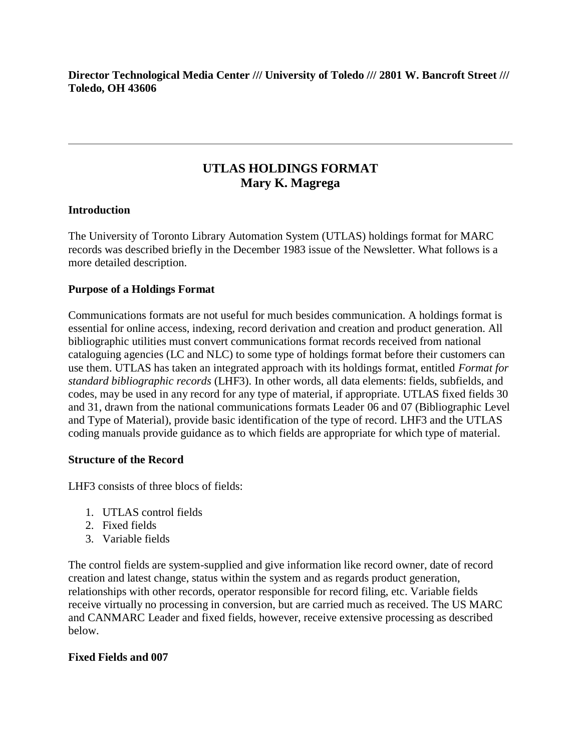**Director Technological Media Center /// University of Toledo /// 2801 W. Bancroft Street /// Toledo, OH 43606**

---

## UTLAS HOLDINGS FORMAT
## Mary K. Magrega

### Introduction

The University of Toronto Library Automation System (UTLAS) holdings format for MARC records was described briefly in the December 1983 issue of the Newsletter. What follows is a more detailed description.

### Purpose of a Holdings Format

Communications formats are not useful for much besides communication. A holdings format is essential for online access, indexing, record derivation and creation and product generation. All bibliographic utilities must convert communications format records received from national cataloguing agencies (LC and NLC) to some type of holdings format before their customers can use them. UTLAS has taken an integrated approach with its holdings format, entitled *Format for standard bibliographic records* (LHF3). In other words, all data elements: fields, subfields, and codes, may be used in any record for any type of material, if appropriate. UTLAS fixed fields 30 and 31, drawn from the national communications formats Leader 06 and 07 (Bibliographic Level and Type of Material), provide basic identification of the type of record. LHF3 and the UTLAS coding manuals provide guidance as to which fields are appropriate for which type of material.

### Structure of the Record

LHF3 consists of three blocs of fields:

1. UTLAS control fields
2. Fixed fields
3. Variable fields

The control fields are system-supplied and give information like record owner, date of record creation and latest change, status within the system and as regards product generation, relationships with other records, operator responsible for record filing, etc. Variable fields receive virtually no processing in conversion, but are carried much as received. The US MARC and CANMARC Leader and fixed fields, however, receive extensive processing as described below.

### Fixed Fields and 007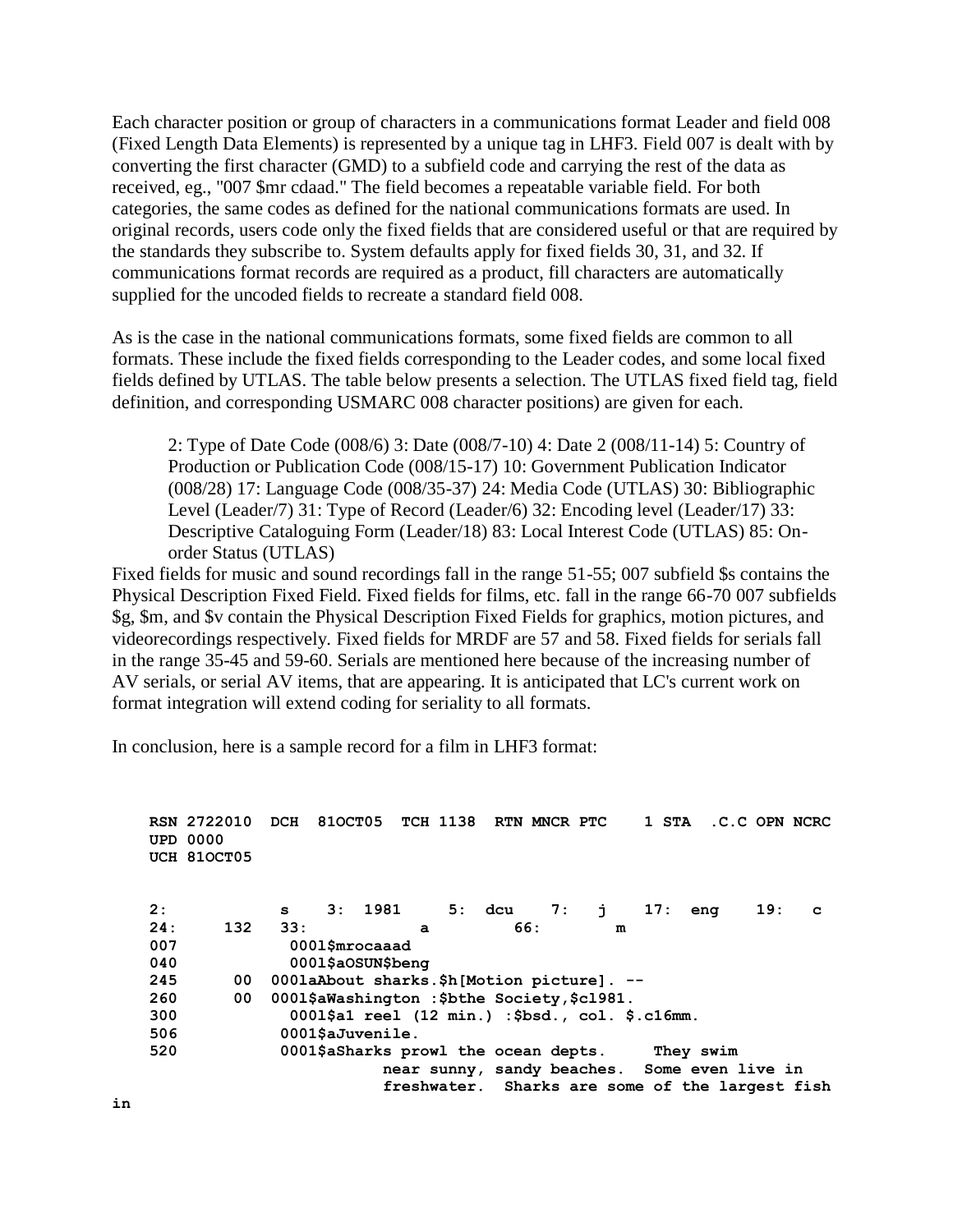Each character position or group of characters in a communications format Leader and field 008 (Fixed Length Data Elements) is represented by a unique tag in LHF3. Field 007 is dealt with by converting the first character (GMD) to a subfield code and carrying the rest of the data as received, eg., "007 $mr cdaad." The field becomes a repeatable variable field. For both categories, the same codes as defined for the national communications formats are used. In original records, users code only the fixed fields that are considered useful or that are required by the standards they subscribe to. System defaults apply for fixed fields 30, 31, and 32. If communications format records are required as a product, fill characters are automatically supplied for the uncoded fields to recreate a standard field 008.

As is the case in the national communications formats, some fixed fields are common to all formats. These include the fixed fields corresponding to the Leader codes, and some local fixed fields defined by UTLAS. The table below presents a selection. The UTLAS fixed field tag, field definition, and corresponding USMARC 008 character positions) are given for each.

> 2: Type of Date Code (008/6) 3: Date (008/7-10) 4: Date 2 (008/11-14) 5: Country of Production or Publication Code (008/15-17) 10: Government Publication Indicator (008/28) 17: Language Code (008/35-37) 24: Media Code (UTLAS) 30: Bibliographic Level (Leader/7) 31: Type of Record (Leader/6) 32: Encoding level (Leader/17) 33: Descriptive Cataloguing Form (Leader/18) 83: Local Interest Code (UTLAS) 85: On-order Status (UTLAS)

Fixed fields for music and sound recordings fall in the range 51-55; 007 subfield $s contains the Physical Description Fixed Field. Fixed fields for films, etc. fall in the range 66-70 007 subfields $g, $m, and $v contain the Physical Description Fixed Fields for graphics, motion pictures, and videorecordings respectively. Fixed fields for MRDF are 57 and 58. Fixed fields for serials fall in the range 35-45 and 59-60. Serials are mentioned here because of the increasing number of AV serials, or serial AV items, that are appearing. It is anticipated that LC's current work on format integration will extend coding for seriality to all formats.

In conclusion, here is a sample record for a film in LHF3 format:

```
RSN 2722010  DCH  81OCT05  TCH 1138  RTN MNCR PTC    1 STA  .C.C OPN NCRC
UPD 0000
UCH 81OCT05


2:          s    3:  1981     5:  dcu    7:   j    17:  eng    19:   c
24:     132   33:          a          66:        m
007           0001$mrocaaad
040           0001$aOSUN$beng
245      00  0001aAbout sharks.$h[Motion picture]. --
260      00  0001$aWashington :$bthe Society,$cl981.
300           0001$a1 reel (12 min.) :$bsd., col. $.c16mm.
506          0001$aJuvenile.
520          0001$aSharks prowl the ocean depts.     They swim
                        near sunny, sandy beaches.  Some even live in
                        freshwater.  Sharks are some of the largest fish
in
```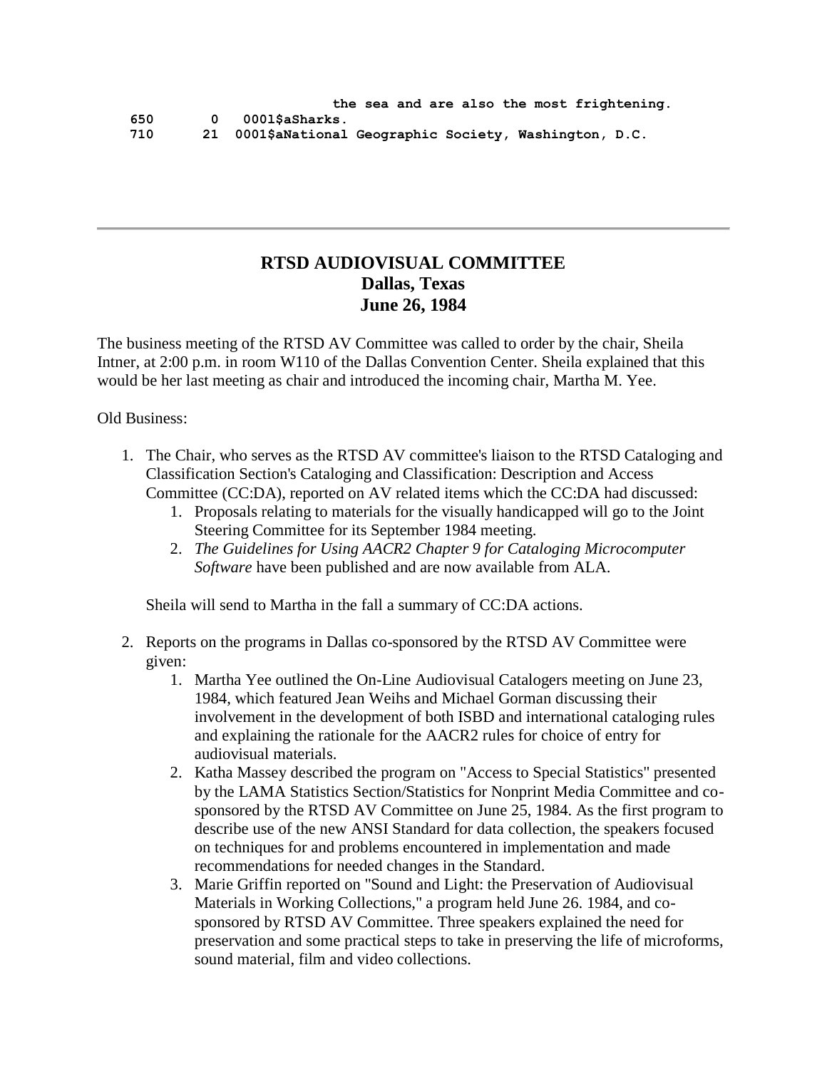```
                              the sea and are also the most frightening.
 650       0   0001$aSharks.
 710      21  0001$aNational Geographic Society, Washington, D.C.
```

---

## RTSD AUDIOVISUAL COMMITTEE
## Dallas, Texas
## June 26, 1984

The business meeting of the RTSD AV Committee was called to order by the chair, Sheila Intner, at 2:00 p.m. in room W110 of the Dallas Convention Center. Sheila explained that this would be her last meeting as chair and introduced the incoming chair, Martha M. Yee.

Old Business:

1. The Chair, who serves as the RTSD AV committee's liaison to the RTSD Cataloging and Classification Section's Cataloging and Classification: Description and Access Committee (CC:DA), reported on AV related items which the CC:DA had discussed:
    1. Proposals relating to materials for the visually handicapped will go to the Joint Steering Committee for its September 1984 meeting.
    2. *The Guidelines for Using AACR2 Chapter 9 for Cataloging Microcomputer Software* have been published and are now available from ALA.

    Sheila will send to Martha in the fall a summary of CC:DA actions.

2. Reports on the programs in Dallas co-sponsored by the RTSD AV Committee were given:
    1. Martha Yee outlined the On-Line Audiovisual Catalogers meeting on June 23, 1984, which featured Jean Weihs and Michael Gorman discussing their involvement in the development of both ISBD and international cataloging rules and explaining the rationale for the AACR2 rules for choice of entry for audiovisual materials.
    2. Katha Massey described the program on "Access to Special Statistics" presented by the LAMA Statistics Section/Statistics for Nonprint Media Committee and co-sponsored by the RTSD AV Committee on June 25, 1984. As the first program to describe use of the new ANSI Standard for data collection, the speakers focused on techniques for and problems encountered in implementation and made recommendations for needed changes in the Standard.
    3. Marie Griffin reported on "Sound and Light: the Preservation of Audiovisual Materials in Working Collections," a program held June 26. 1984, and co-sponsored by RTSD AV Committee. Three speakers explained the need for preservation and some practical steps to take in preserving the life of microforms, sound material, film and video collections.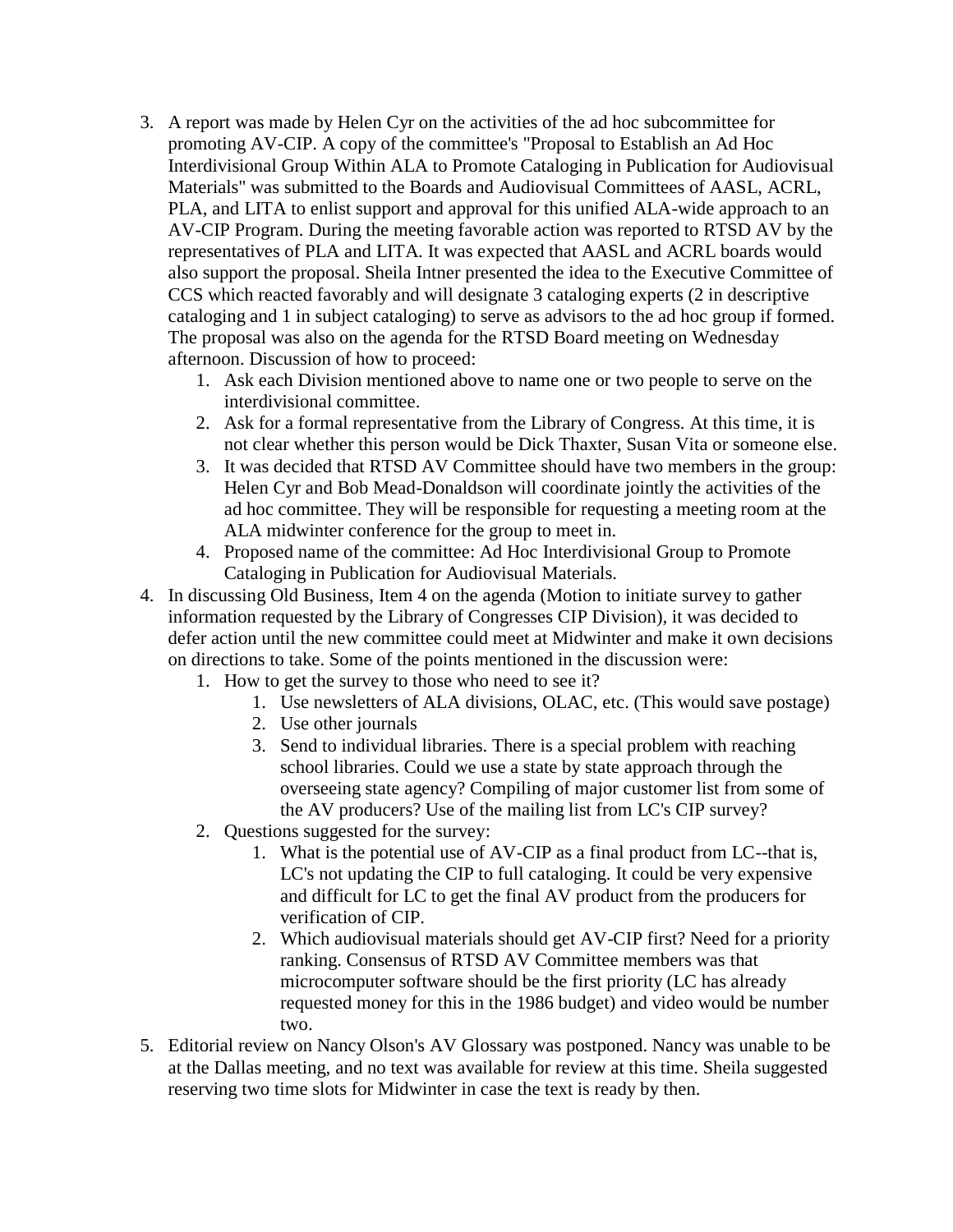3. A report was made by Helen Cyr on the activities of the ad hoc subcommittee for promoting AV-CIP. A copy of the committee's "Proposal to Establish an Ad Hoc Interdivisional Group Within ALA to Promote Cataloging in Publication for Audiovisual Materials" was submitted to the Boards and Audiovisual Committees of AASL, ACRL, PLA, and LITA to enlist support and approval for this unified ALA-wide approach to an AV-CIP Program. During the meeting favorable action was reported to RTSD AV by the representatives of PLA and LITA. It was expected that AASL and ACRL boards would also support the proposal. Sheila Intner presented the idea to the Executive Committee of CCS which reacted favorably and will designate 3 cataloging experts (2 in descriptive cataloging and 1 in subject cataloging) to serve as advisors to the ad hoc group if formed. The proposal was also on the agenda for the RTSD Board meeting on Wednesday afternoon. Discussion of how to proceed:
    1. Ask each Division mentioned above to name one or two people to serve on the interdivisional committee.
    2. Ask for a formal representative from the Library of Congress. At this time, it is not clear whether this person would be Dick Thaxter, Susan Vita or someone else.
    3. It was decided that RTSD AV Committee should have two members in the group: Helen Cyr and Bob Mead-Donaldson will coordinate jointly the activities of the ad hoc committee. They will be responsible for requesting a meeting room at the ALA midwinter conference for the group to meet in.
    4. Proposed name of the committee: Ad Hoc Interdivisional Group to Promote Cataloging in Publication for Audiovisual Materials.
4. In discussing Old Business, Item 4 on the agenda (Motion to initiate survey to gather information requested by the Library of Congresses CIP Division), it was decided to defer action until the new committee could meet at Midwinter and make it own decisions on directions to take. Some of the points mentioned in the discussion were:
    1. How to get the survey to those who need to see it?
        1. Use newsletters of ALA divisions, OLAC, etc. (This would save postage)
        2. Use other journals
        3. Send to individual libraries. There is a special problem with reaching school libraries. Could we use a state by state approach through the overseeing state agency? Compiling of major customer list from some of the AV producers? Use of the mailing list from LC's CIP survey?
    2. Questions suggested for the survey:
        1. What is the potential use of AV-CIP as a final product from LC--that is, LC's not updating the CIP to full cataloging. It could be very expensive and difficult for LC to get the final AV product from the producers for verification of CIP.
        2. Which audiovisual materials should get AV-CIP first? Need for a priority ranking. Consensus of RTSD AV Committee members was that microcomputer software should be the first priority (LC has already requested money for this in the 1986 budget) and video would be number two.
5. Editorial review on Nancy Olson's AV Glossary was postponed. Nancy was unable to be at the Dallas meeting, and no text was available for review at this time. Sheila suggested reserving two time slots for Midwinter in case the text is ready by then.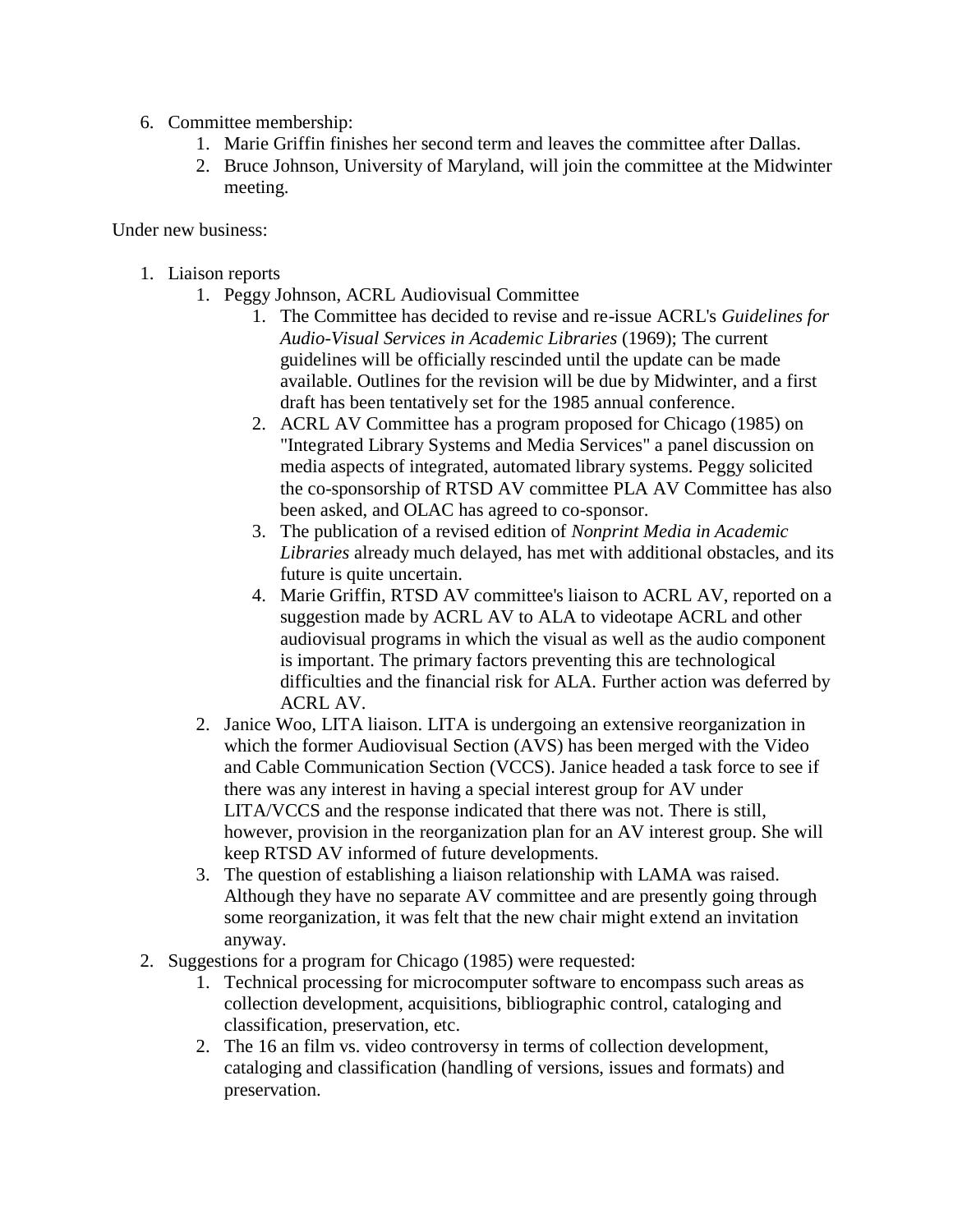6. Committee membership:
    1. Marie Griffin finishes her second term and leaves the committee after Dallas.
    2. Bruce Johnson, University of Maryland, will join the committee at the Midwinter meeting.

Under new business:

1. Liaison reports
    1. Peggy Johnson, ACRL Audiovisual Committee
        1. The Committee has decided to revise and re-issue ACRL's *Guidelines for Audio-Visual Services in Academic Libraries* (1969); The current guidelines will be officially rescinded until the update can be made available. Outlines for the revision will be due by Midwinter, and a first draft has been tentatively set for the 1985 annual conference.
        2. ACRL AV Committee has a program proposed for Chicago (1985) on "Integrated Library Systems and Media Services" a panel discussion on media aspects of integrated, automated library systems. Peggy solicited the co-sponsorship of RTSD AV committee PLA AV Committee has also been asked, and OLAC has agreed to co-sponsor.
        3. The publication of a revised edition of *Nonprint Media in Academic Libraries* already much delayed, has met with additional obstacles, and its future is quite uncertain.
        4. Marie Griffin, RTSD AV committee's liaison to ACRL AV, reported on a suggestion made by ACRL AV to ALA to videotape ACRL and other audiovisual programs in which the visual as well as the audio component is important. The primary factors preventing this are technological difficulties and the financial risk for ALA. Further action was deferred by ACRL AV.
    2. Janice Woo, LITA liaison. LITA is undergoing an extensive reorganization in which the former Audiovisual Section (AVS) has been merged with the Video and Cable Communication Section (VCCS). Janice headed a task force to see if there was any interest in having a special interest group for AV under LITA/VCCS and the response indicated that there was not. There is still, however, provision in the reorganization plan for an AV interest group. She will keep RTSD AV informed of future developments.
    3. The question of establishing a liaison relationship with LAMA was raised. Although they have no separate AV committee and are presently going through some reorganization, it was felt that the new chair might extend an invitation anyway.
2. Suggestions for a program for Chicago (1985) were requested:
    1. Technical processing for microcomputer software to encompass such areas as collection development, acquisitions, bibliographic control, cataloging and classification, preservation, etc.
    2. The 16 an film vs. video controversy in terms of collection development, cataloging and classification (handling of versions, issues and formats) and preservation.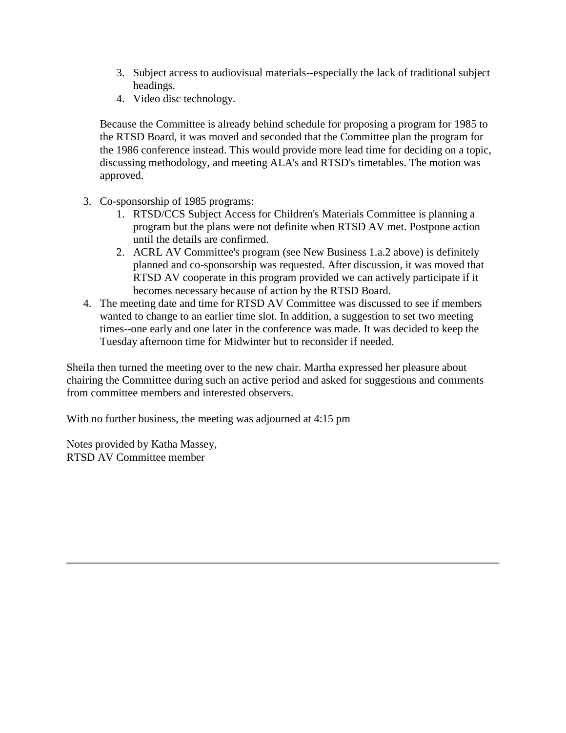3. Subject access to audiovisual materials--especially the lack of traditional subject headings.
   4. Video disc technology.

   Because the Committee is already behind schedule for proposing a program for 1985 to the RTSD Board, it was moved and seconded that the Committee plan the program for the 1986 conference instead. This would provide more lead time for deciding on a topic, discussing methodology, and meeting ALA's and RTSD's timetables. The motion was approved.

3. Co-sponsorship of 1985 programs:
   1. RTSD/CCS Subject Access for Children's Materials Committee is planning a program but the plans were not definite when RTSD AV met. Postpone action until the details are confirmed.
   2. ACRL AV Committee's program (see New Business 1.a.2 above) is definitely planned and co-sponsorship was requested. After discussion, it was moved that RTSD AV cooperate in this program provided we can actively participate if it becomes necessary because of action by the RTSD Board.
4. The meeting date and time for RTSD AV Committee was discussed to see if members wanted to change to an earlier time slot. In addition, a suggestion to set two meeting times--one early and one later in the conference was made. It was decided to keep the Tuesday afternoon time for Midwinter but to reconsider if needed.

Sheila then turned the meeting over to the new chair. Martha expressed her pleasure about chairing the Committee during such an active period and asked for suggestions and comments from committee members and interested observers.

With no further business, the meeting was adjourned at 4:15 pm

Notes provided by Katha Massey,
RTSD AV Committee member

---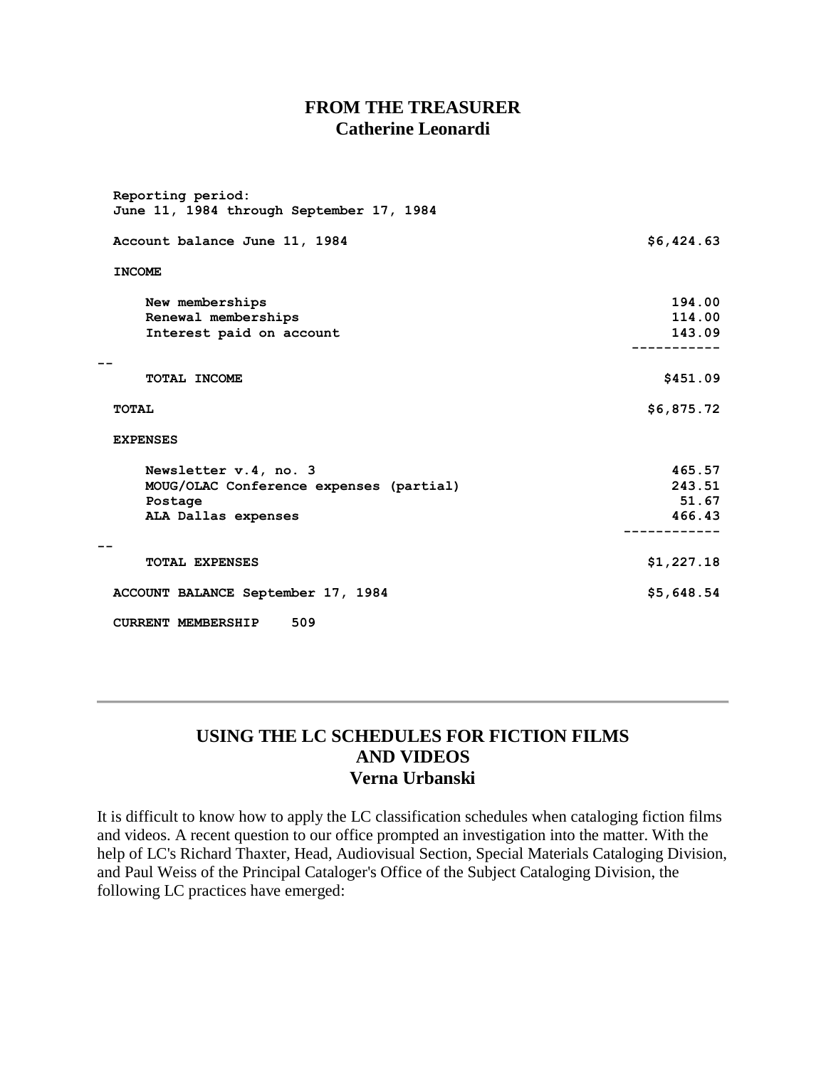## FROM THE TREASURER
## Catherine Leonardi

```
Reporting period:
June 11, 1984 through September 17, 1984

Account balance June 11, 1984                                   $6,424.63

INCOME

    New memberships                                                194.00
    Renewal memberships                                            114.00
    Interest paid on account                                       143.09
                                                              -----------
--
    TOTAL INCOME                                                  $451.09

TOTAL                                                           $6,875.72

EXPENSES

    Newsletter v.4, no. 3                                          465.57
    MOUG/OLAC Conference expenses (partial)                        243.51
    Postage                                                         51.67
    ALA Dallas expenses                                            466.43
                                                             ------------
--
    TOTAL EXPENSES                                              $1,227.18

ACCOUNT BALANCE September 17, 1984                              $5,648.54

CURRENT MEMBERSHIP   509
```

---

## USING THE LC SCHEDULES FOR FICTION FILMS AND VIDEOS
## Verna Urbanski

It is difficult to know how to apply the LC classification schedules when cataloging fiction films and videos. A recent question to our office prompted an investigation into the matter. With the help of LC's Richard Thaxter, Head, Audiovisual Section, Special Materials Cataloging Division, and Paul Weiss of the Principal Cataloger's Office of the Subject Cataloging Division, the following LC practices have emerged: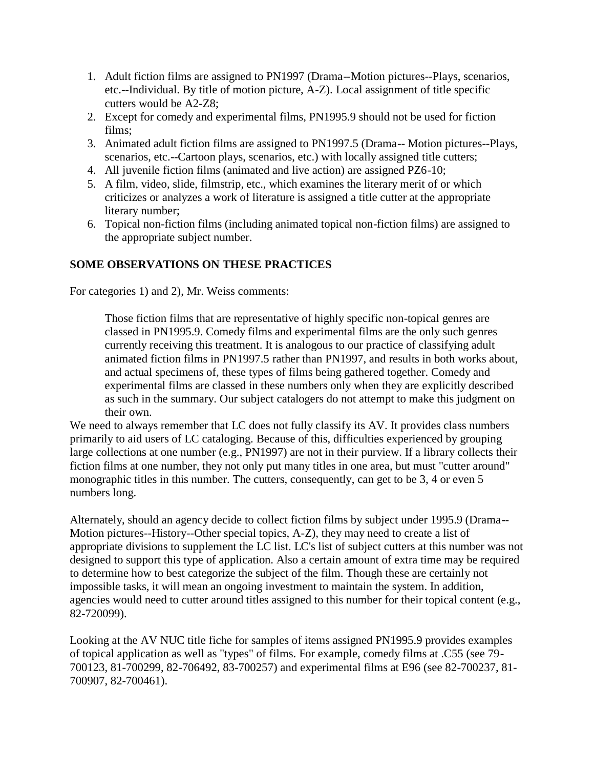1. Adult fiction films are assigned to PN1997 (Drama--Motion pictures--Plays, scenarios, etc.--Individual. By title of motion picture, A-Z). Local assignment of title specific cutters would be A2-Z8;
2. Except for comedy and experimental films, PN1995.9 should not be used for fiction films;
3. Animated adult fiction films are assigned to PN1997.5 (Drama-- Motion pictures--Plays, scenarios, etc.--Cartoon plays, scenarios, etc.) with locally assigned title cutters;
4. All juvenile fiction films (animated and live action) are assigned PZ6-10;
5. A film, video, slide, filmstrip, etc., which examines the literary merit of or which criticizes or analyzes a work of literature is assigned a title cutter at the appropriate literary number;
6. Topical non-fiction films (including animated topical non-fiction films) are assigned to the appropriate subject number.

**SOME OBSERVATIONS ON THESE PRACTICES**

For categories 1) and 2), Mr. Weiss comments:

> Those fiction films that are representative of highly specific non-topical genres are classed in PN1995.9. Comedy films and experimental films are the only such genres currently receiving this treatment. It is analogous to our practice of classifying adult animated fiction films in PN1997.5 rather than PN1997, and results in both works about, and actual specimens of, these types of films being gathered together. Comedy and experimental films are classed in these numbers only when they are explicitly described as such in the summary. Our subject catalogers do not attempt to make this judgment on their own.

We need to always remember that LC does not fully classify its AV. It provides class numbers primarily to aid users of LC cataloging. Because of this, difficulties experienced by grouping large collections at one number (e.g., PN1997) are not in their purview. If a library collects their fiction films at one number, they not only put many titles in one area, but must "cutter around" monographic titles in this number. The cutters, consequently, can get to be 3, 4 or even 5 numbers long.

Alternately, should an agency decide to collect fiction films by subject under 1995.9 (Drama--Motion pictures--History--Other special topics, A-Z), they may need to create a list of appropriate divisions to supplement the LC list. LC's list of subject cutters at this number was not designed to support this type of application. Also a certain amount of extra time may be required to determine how to best categorize the subject of the film. Though these are certainly not impossible tasks, it will mean an ongoing investment to maintain the system. In addition, agencies would need to cutter around titles assigned to this number for their topical content (e.g., 82-720099).

Looking at the AV NUC title fiche for samples of items assigned PN1995.9 provides examples of topical application as well as "types" of films. For example, comedy films at .C55 (see 79-700123, 81-700299, 82-706492, 83-700257) and experimental films at E96 (see 82-700237, 81-700907, 82-700461).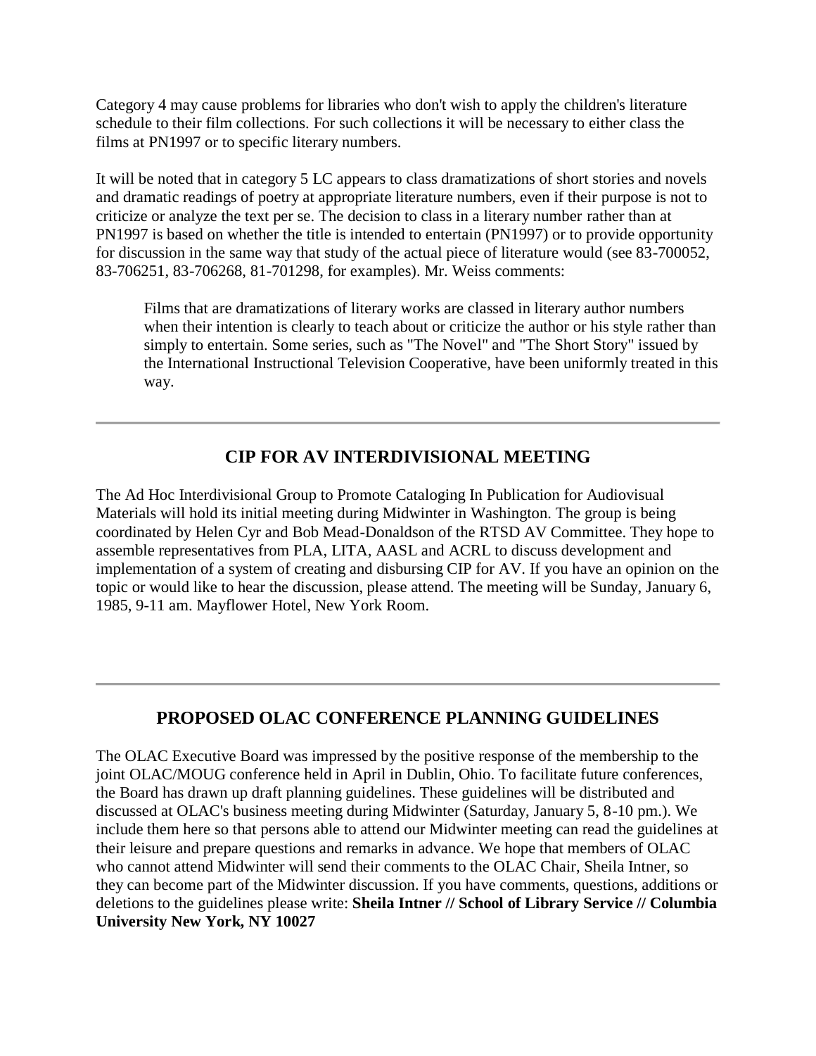Category 4 may cause problems for libraries who don't wish to apply the children's literature schedule to their film collections. For such collections it will be necessary to either class the films at PN1997 or to specific literary numbers.

It will be noted that in category 5 LC appears to class dramatizations of short stories and novels and dramatic readings of poetry at appropriate literature numbers, even if their purpose is not to criticize or analyze the text per se. The decision to class in a literary number rather than at PN1997 is based on whether the title is intended to entertain (PN1997) or to provide opportunity for discussion in the same way that study of the actual piece of literature would (see 83-700052, 83-706251, 83-706268, 81-701298, for examples). Mr. Weiss comments:

> Films that are dramatizations of literary works are classed in literary author numbers when their intention is clearly to teach about or criticize the author or his style rather than simply to entertain. Some series, such as "The Novel" and "The Short Story" issued by the International Instructional Television Cooperative, have been uniformly treated in this way.

---

## CIP FOR AV INTERDIVISIONAL MEETING

The Ad Hoc Interdivisional Group to Promote Cataloging In Publication for Audiovisual Materials will hold its initial meeting during Midwinter in Washington. The group is being coordinated by Helen Cyr and Bob Mead-Donaldson of the RTSD AV Committee. They hope to assemble representatives from PLA, LITA, AASL and ACRL to discuss development and implementation of a system of creating and disbursing CIP for AV. If you have an opinion on the topic or would like to hear the discussion, please attend. The meeting will be Sunday, January 6, 1985, 9-11 am. Mayflower Hotel, New York Room.

---

## PROPOSED OLAC CONFERENCE PLANNING GUIDELINES

The OLAC Executive Board was impressed by the positive response of the membership to the joint OLAC/MOUG conference held in April in Dublin, Ohio. To facilitate future conferences, the Board has drawn up draft planning guidelines. These guidelines will be distributed and discussed at OLAC's business meeting during Midwinter (Saturday, January 5, 8-10 pm.). We include them here so that persons able to attend our Midwinter meeting can read the guidelines at their leisure and prepare questions and remarks in advance. We hope that members of OLAC who cannot attend Midwinter will send their comments to the OLAC Chair, Sheila Intner, so they can become part of the Midwinter discussion. If you have comments, questions, additions or deletions to the guidelines please write: **Sheila Intner // School of Library Service // Columbia University New York, NY 10027**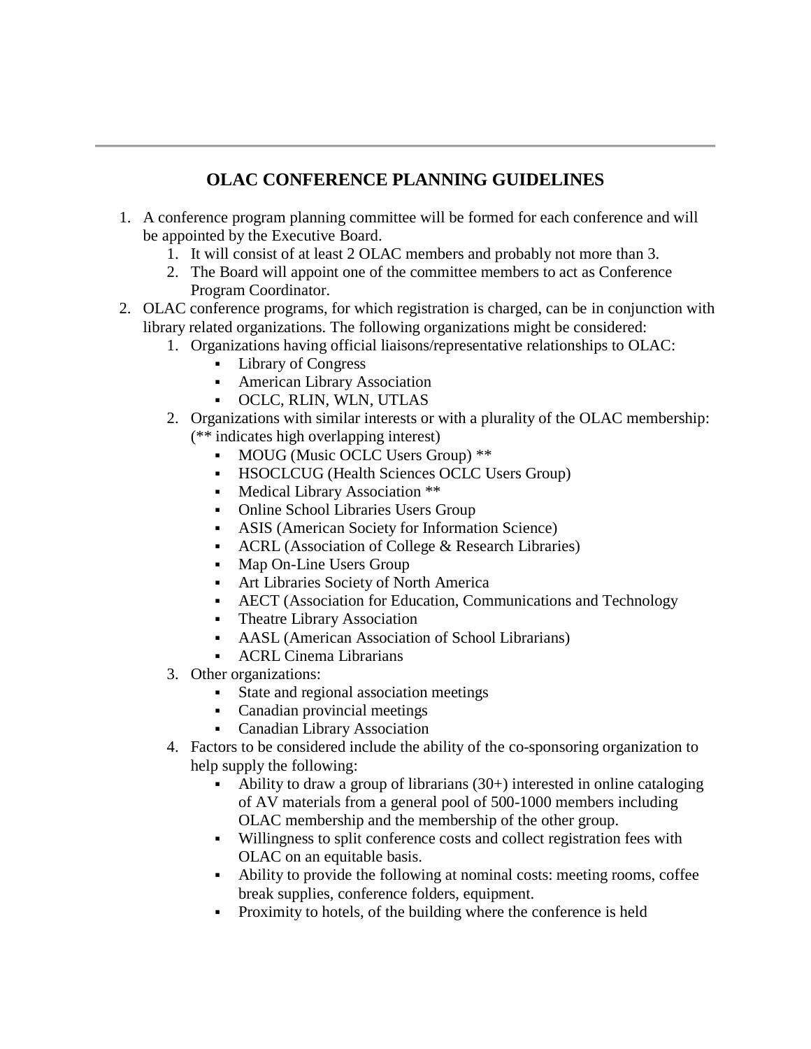## OLAC CONFERENCE PLANNING GUIDELINES

1. A conference program planning committee will be formed for each conference and will be appointed by the Executive Board.
   1. It will consist of at least 2 OLAC members and probably not more than 3.
   2. The Board will appoint one of the committee members to act as Conference Program Coordinator.
2. OLAC conference programs, for which registration is charged, can be in conjunction with library related organizations. The following organizations might be considered:
   1. Organizations having official liaisons/representative relationships to OLAC:
      - Library of Congress
      - American Library Association
      - OCLC, RLIN, WLN, UTLAS
   2. Organizations with similar interests or with a plurality of the OLAC membership: (** indicates high overlapping interest)
      - MOUG (Music OCLC Users Group) **
      - HSOCLCUG (Health Sciences OCLC Users Group)
      - Medical Library Association **
      - Online School Libraries Users Group
      - ASIS (American Society for Information Science)
      - ACRL (Association of College & Research Libraries)
      - Map On-Line Users Group
      - Art Libraries Society of North America
      - AECT (Association for Education, Communications and Technology
      - Theatre Library Association
      - AASL (American Association of School Librarians)
      - ACRL Cinema Librarians
   3. Other organizations:
      - State and regional association meetings
      - Canadian provincial meetings
      - Canadian Library Association
   4. Factors to be considered include the ability of the co-sponsoring organization to help supply the following:
      - Ability to draw a group of librarians (30+) interested in online cataloging of AV materials from a general pool of 500-1000 members including OLAC membership and the membership of the other group.
      - Willingness to split conference costs and collect registration fees with OLAC on an equitable basis.
      - Ability to provide the following at nominal costs: meeting rooms, coffee break supplies, conference folders, equipment.
      - Proximity to hotels, of the building where the conference is held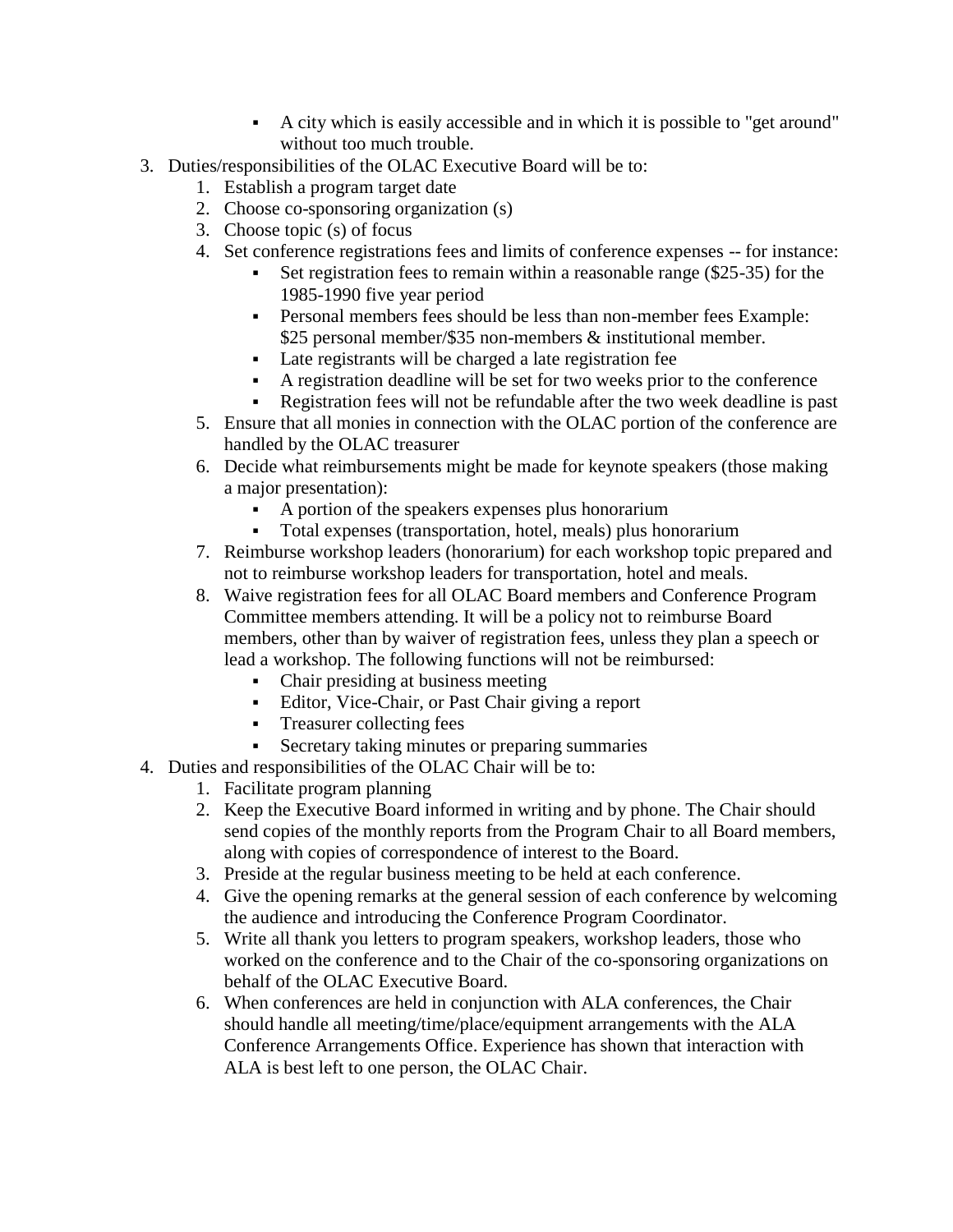- A city which is easily accessible and in which it is possible to "get around" without too much trouble.

3. Duties/responsibilities of the OLAC Executive Board will be to:
    1. Establish a program target date
    2. Choose co-sponsoring organization (s)
    3. Choose topic (s) of focus
    4. Set conference registrations fees and limits of conference expenses -- for instance:
        - Set registration fees to remain within a reasonable range ($25-35) for the 1985-1990 five year period
        - Personal members fees should be less than non-member fees Example: $25 personal member/$35 non-members & institutional member.
        - Late registrants will be charged a late registration fee
        - A registration deadline will be set for two weeks prior to the conference
        - Registration fees will not be refundable after the two week deadline is past
    5. Ensure that all monies in connection with the OLAC portion of the conference are handled by the OLAC treasurer
    6. Decide what reimbursements might be made for keynote speakers (those making a major presentation):
        - A portion of the speakers expenses plus honorarium
        - Total expenses (transportation, hotel, meals) plus honorarium
    7. Reimburse workshop leaders (honorarium) for each workshop topic prepared and not to reimburse workshop leaders for transportation, hotel and meals.
    8. Waive registration fees for all OLAC Board members and Conference Program Committee members attending. It will be a policy not to reimburse Board members, other than by waiver of registration fees, unless they plan a speech or lead a workshop. The following functions will not be reimbursed:
        - Chair presiding at business meeting
        - Editor, Vice-Chair, or Past Chair giving a report
        - Treasurer collecting fees
        - Secretary taking minutes or preparing summaries
4. Duties and responsibilities of the OLAC Chair will be to:
    1. Facilitate program planning
    2. Keep the Executive Board informed in writing and by phone. The Chair should send copies of the monthly reports from the Program Chair to all Board members, along with copies of correspondence of interest to the Board.
    3. Preside at the regular business meeting to be held at each conference.
    4. Give the opening remarks at the general session of each conference by welcoming the audience and introducing the Conference Program Coordinator.
    5. Write all thank you letters to program speakers, workshop leaders, those who worked on the conference and to the Chair of the co-sponsoring organizations on behalf of the OLAC Executive Board.
    6. When conferences are held in conjunction with ALA conferences, the Chair should handle all meeting/time/place/equipment arrangements with the ALA Conference Arrangements Office. Experience has shown that interaction with ALA is best left to one person, the OLAC Chair.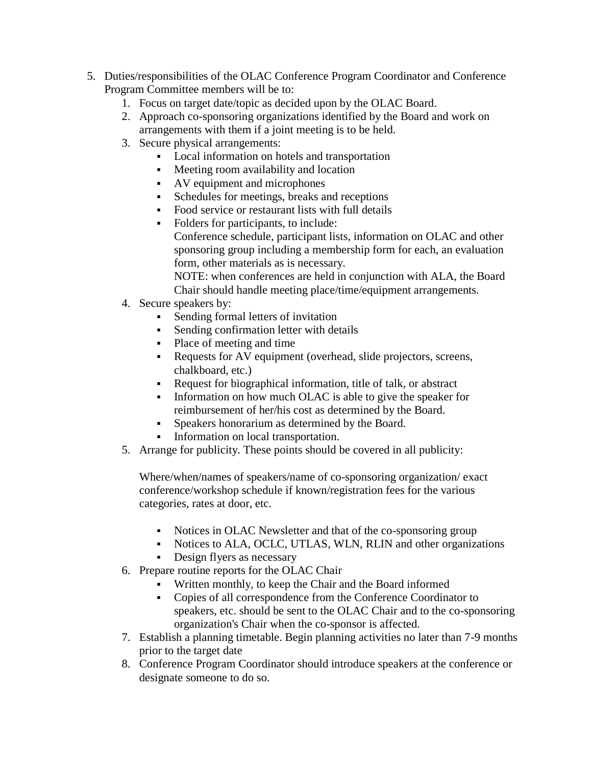5. Duties/responsibilities of the OLAC Conference Program Coordinator and Conference Program Committee members will be to:
    1. Focus on target date/topic as decided upon by the OLAC Board.
    2. Approach co-sponsoring organizations identified by the Board and work on arrangements with them if a joint meeting is to be held.
    3. Secure physical arrangements:
        - Local information on hotels and transportation
        - Meeting room availability and location
        - AV equipment and microphones
        - Schedules for meetings, breaks and receptions
        - Food service or restaurant lists with full details
        - Folders for participants, to include:
          Conference schedule, participant lists, information on OLAC and other sponsoring group including a membership form for each, an evaluation form, other materials as is necessary.
          NOTE: when conferences are held in conjunction with ALA, the Board Chair should handle meeting place/time/equipment arrangements.
    4. Secure speakers by:
        - Sending formal letters of invitation
        - Sending confirmation letter with details
        - Place of meeting and time
        - Requests for AV equipment (overhead, slide projectors, screens, chalkboard, etc.)
        - Request for biographical information, title of talk, or abstract
        - Information on how much OLAC is able to give the speaker for reimbursement of her/his cost as determined by the Board.
        - Speakers honorarium as determined by the Board.
        - Information on local transportation.
    5. Arrange for publicity. These points should be covered in all publicity:

       Where/when/names of speakers/name of co-sponsoring organization/ exact conference/workshop schedule if known/registration fees for the various categories, rates at door, etc.

        - Notices in OLAC Newsletter and that of the co-sponsoring group
        - Notices to ALA, OCLC, UTLAS, WLN, RLIN and other organizations
        - Design flyers as necessary
    6. Prepare routine reports for the OLAC Chair
        - Written monthly, to keep the Chair and the Board informed
        - Copies of all correspondence from the Conference Coordinator to speakers, etc. should be sent to the OLAC Chair and to the co-sponsoring organization's Chair when the co-sponsor is affected.
    7. Establish a planning timetable. Begin planning activities no later than 7-9 months prior to the target date
    8. Conference Program Coordinator should introduce speakers at the conference or designate someone to do so.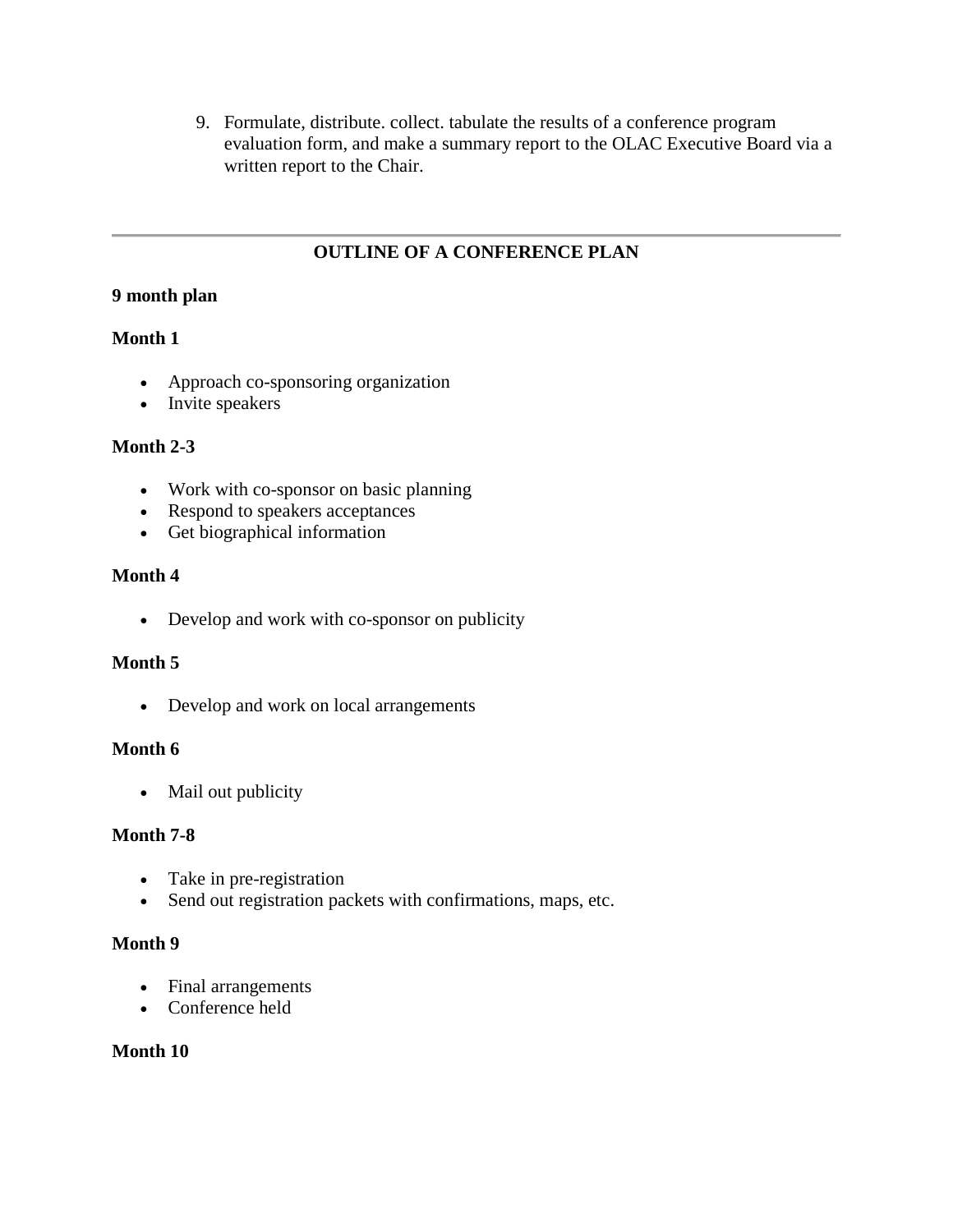9. Formulate, distribute. collect. tabulate the results of a conference program evaluation form, and make a summary report to the OLAC Executive Board via a written report to the Chair.

---

## OUTLINE OF A CONFERENCE PLAN

**9 month plan**

**Month 1**

- Approach co-sponsoring organization
- Invite speakers

**Month 2-3**

- Work with co-sponsor on basic planning
- Respond to speakers acceptances
- Get biographical information

**Month 4**

- Develop and work with co-sponsor on publicity

**Month 5**

- Develop and work on local arrangements

**Month 6**

- Mail out publicity

**Month 7-8**

- Take in pre-registration
- Send out registration packets with confirmations, maps, etc.

**Month 9**

- Final arrangements
- Conference held

**Month 10**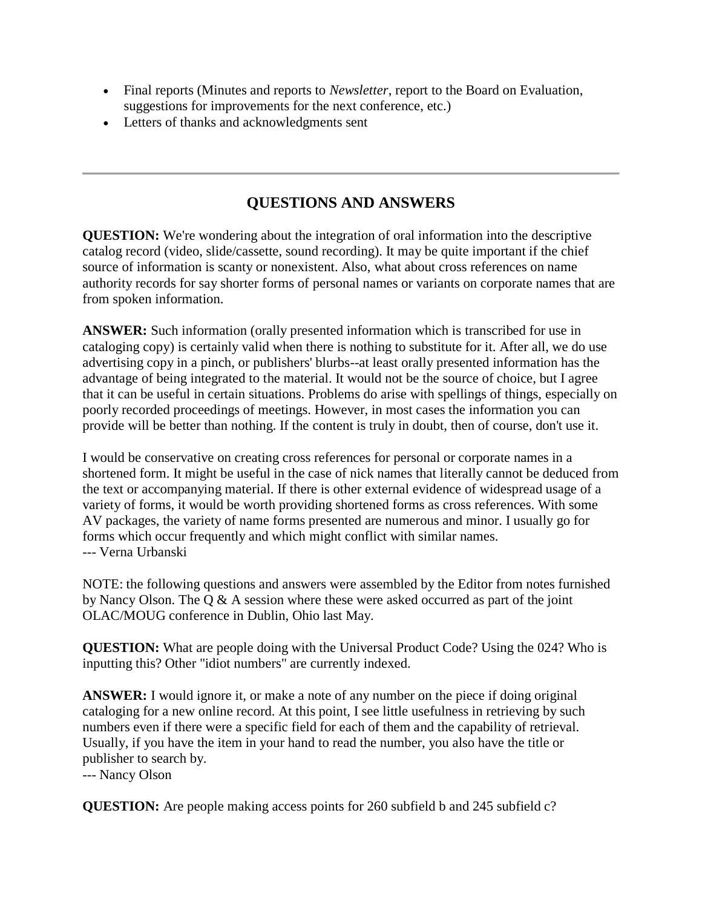- Final reports (Minutes and reports to *Newsletter*, report to the Board on Evaluation, suggestions for improvements for the next conference, etc.)
- Letters of thanks and acknowledgments sent

---

## QUESTIONS AND ANSWERS

**QUESTION:** We're wondering about the integration of oral information into the descriptive catalog record (video, slide/cassette, sound recording). It may be quite important if the chief source of information is scanty or nonexistent. Also, what about cross references on name authority records for say shorter forms of personal names or variants on corporate names that are from spoken information.

**ANSWER:** Such information (orally presented information which is transcribed for use in cataloging copy) is certainly valid when there is nothing to substitute for it. After all, we do use advertising copy in a pinch, or publishers' blurbs--at least orally presented information has the advantage of being integrated to the material. It would not be the source of choice, but I agree that it can be useful in certain situations. Problems do arise with spellings of things, especially on poorly recorded proceedings of meetings. However, in most cases the information you can provide will be better than nothing. If the content is truly in doubt, then of course, don't use it.

I would be conservative on creating cross references for personal or corporate names in a shortened form. It might be useful in the case of nick names that literally cannot be deduced from the text or accompanying material. If there is other external evidence of widespread usage of a variety of forms, it would be worth providing shortened forms as cross references. With some AV packages, the variety of name forms presented are numerous and minor. I usually go for forms which occur frequently and which might conflict with similar names.
--- Verna Urbanski

NOTE: the following questions and answers were assembled by the Editor from notes furnished by Nancy Olson. The Q & A session where these were asked occurred as part of the joint OLAC/MOUG conference in Dublin, Ohio last May.

**QUESTION:** What are people doing with the Universal Product Code? Using the 024? Who is inputting this? Other "idiot numbers" are currently indexed.

**ANSWER:** I would ignore it, or make a note of any number on the piece if doing original cataloging for a new online record. At this point, I see little usefulness in retrieving by such numbers even if there were a specific field for each of them and the capability of retrieval. Usually, if you have the item in your hand to read the number, you also have the title or publisher to search by.
--- Nancy Olson

**QUESTION:** Are people making access points for 260 subfield b and 245 subfield c?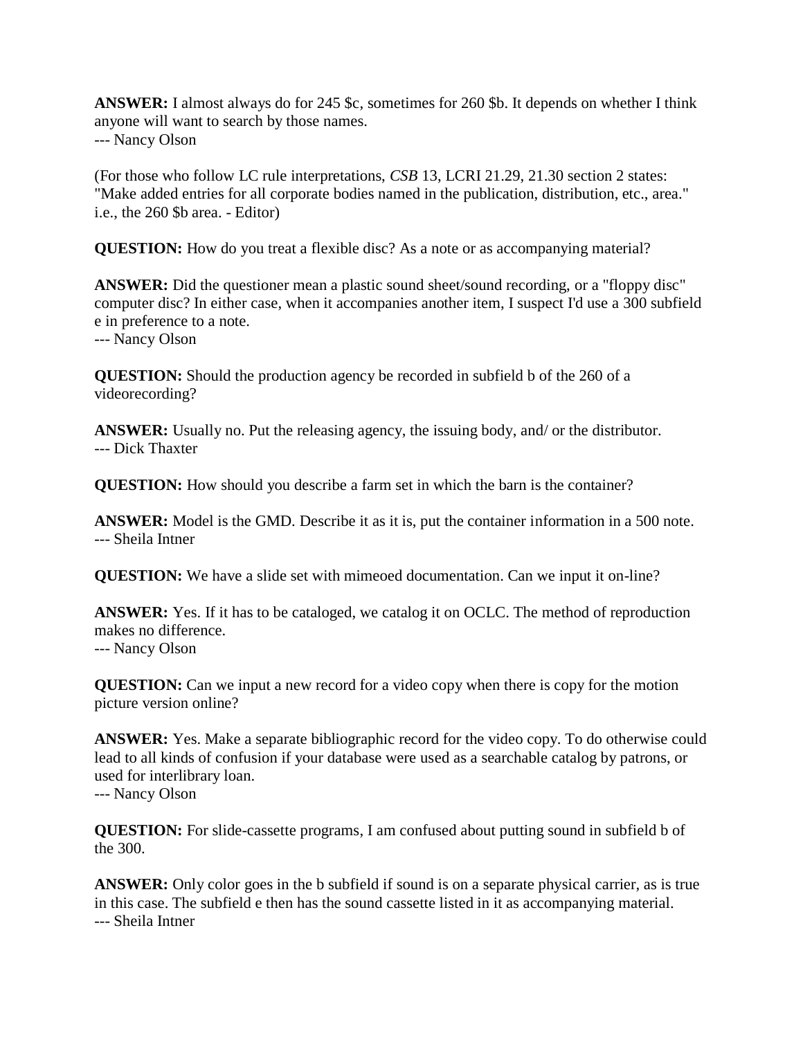**ANSWER:** I almost always do for 245 $c, sometimes for 260 $b. It depends on whether I think anyone will want to search by those names.
--- Nancy Olson

(For those who follow LC rule interpretations, *CSB* 13, LCRI 21.29, 21.30 section 2 states: "Make added entries for all corporate bodies named in the publication, distribution, etc., area." i.e., the 260 $b area. - Editor)

**QUESTION:** How do you treat a flexible disc? As a note or as accompanying material?

**ANSWER:** Did the questioner mean a plastic sound sheet/sound recording, or a "floppy disc" computer disc? In either case, when it accompanies another item, I suspect I'd use a 300 subfield e in preference to a note.
--- Nancy Olson

**QUESTION:** Should the production agency be recorded in subfield b of the 260 of a videorecording?

**ANSWER:** Usually no. Put the releasing agency, the issuing body, and/ or the distributor.
--- Dick Thaxter

**QUESTION:** How should you describe a farm set in which the barn is the container?

**ANSWER:** Model is the GMD. Describe it as it is, put the container information in a 500 note.
--- Sheila Intner

**QUESTION:** We have a slide set with mimeoed documentation. Can we input it on-line?

**ANSWER:** Yes. If it has to be cataloged, we catalog it on OCLC. The method of reproduction makes no difference.
--- Nancy Olson

**QUESTION:** Can we input a new record for a video copy when there is copy for the motion picture version online?

**ANSWER:** Yes. Make a separate bibliographic record for the video copy. To do otherwise could lead to all kinds of confusion if your database were used as a searchable catalog by patrons, or used for interlibrary loan.
--- Nancy Olson

**QUESTION:** For slide-cassette programs, I am confused about putting sound in subfield b of the 300.

**ANSWER:** Only color goes in the b subfield if sound is on a separate physical carrier, as is true in this case. The subfield e then has the sound cassette listed in it as accompanying material.
--- Sheila Intner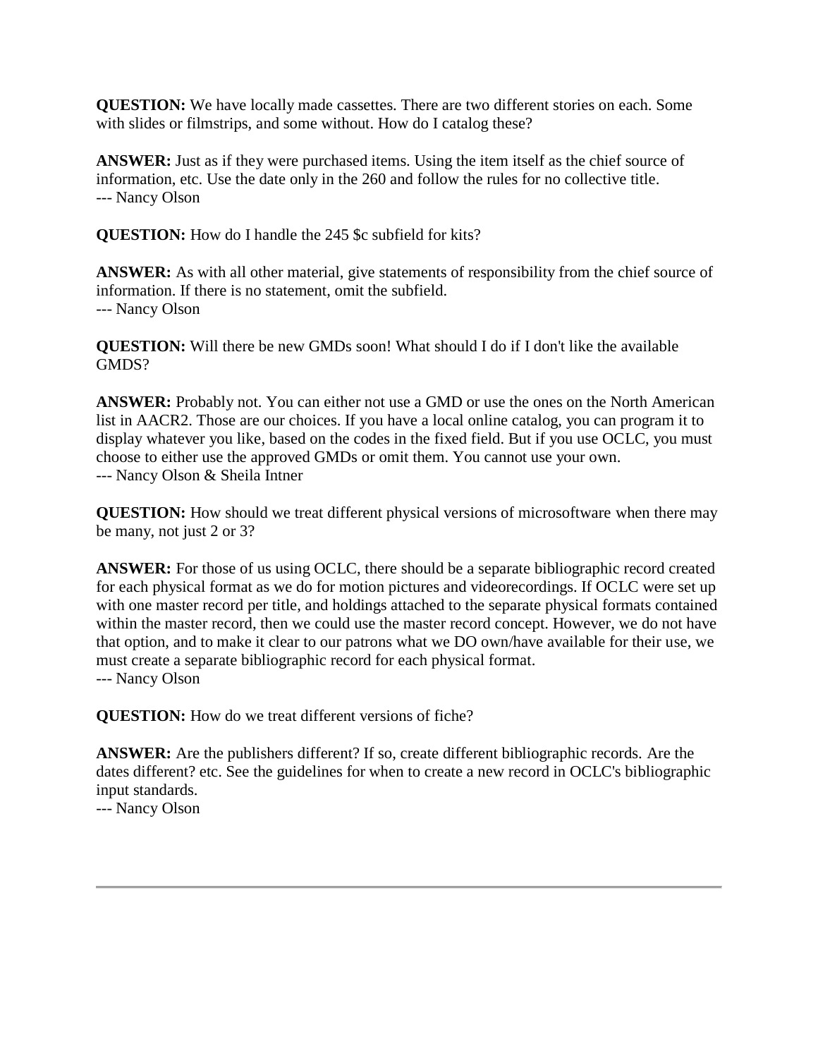**QUESTION:** We have locally made cassettes. There are two different stories on each. Some with slides or filmstrips, and some without. How do I catalog these?

**ANSWER:** Just as if they were purchased items. Using the item itself as the chief source of information, etc. Use the date only in the 260 and follow the rules for no collective title.
--- Nancy Olson

**QUESTION:** How do I handle the 245 $c subfield for kits?

**ANSWER:** As with all other material, give statements of responsibility from the chief source of information. If there is no statement, omit the subfield.
--- Nancy Olson

**QUESTION:** Will there be new GMDs soon! What should I do if I don't like the available GMDS?

**ANSWER:** Probably not. You can either not use a GMD or use the ones on the North American list in AACR2. Those are our choices. If you have a local online catalog, you can program it to display whatever you like, based on the codes in the fixed field. But if you use OCLC, you must choose to either use the approved GMDs or omit them. You cannot use your own.
--- Nancy Olson & Sheila Intner

**QUESTION:** How should we treat different physical versions of microsoftware when there may be many, not just 2 or 3?

**ANSWER:** For those of us using OCLC, there should be a separate bibliographic record created for each physical format as we do for motion pictures and videorecordings. If OCLC were set up with one master record per title, and holdings attached to the separate physical formats contained within the master record, then we could use the master record concept. However, we do not have that option, and to make it clear to our patrons what we DO own/have available for their use, we must create a separate bibliographic record for each physical format.
--- Nancy Olson

**QUESTION:** How do we treat different versions of fiche?

**ANSWER:** Are the publishers different? If so, create different bibliographic records. Are the dates different? etc. See the guidelines for when to create a new record in OCLC's bibliographic input standards.
--- Nancy Olson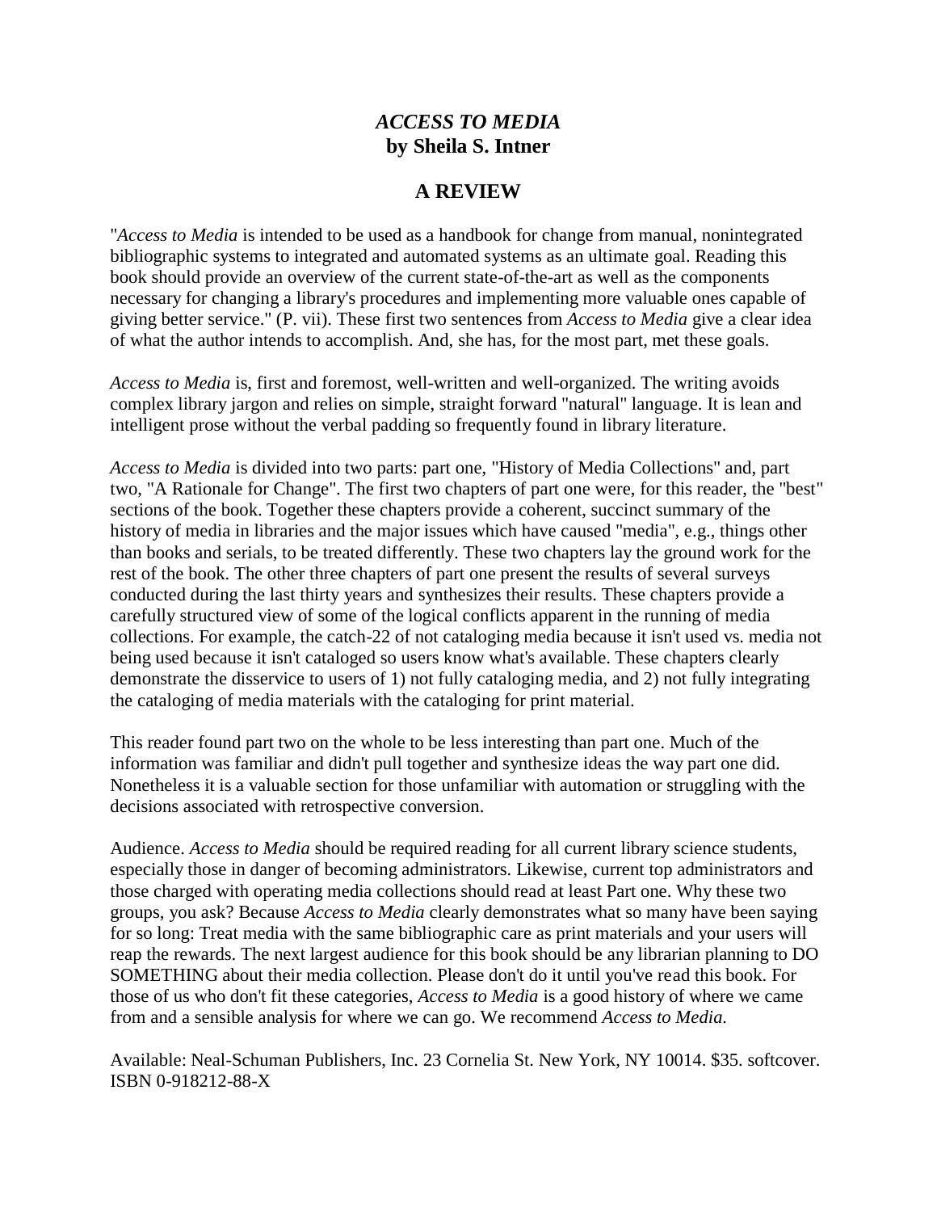## *ACCESS TO MEDIA*
## by Sheila S. Intner

## A REVIEW

"*Access to Media* is intended to be used as a handbook for change from manual, nonintegrated bibliographic systems to integrated and automated systems as an ultimate goal. Reading this book should provide an overview of the current state-of-the-art as well as the components necessary for changing a library's procedures and implementing more valuable ones capable of giving better service." (P. vii). These first two sentences from *Access to Media* give a clear idea of what the author intends to accomplish. And, she has, for the most part, met these goals.

*Access to Media* is, first and foremost, well-written and well-organized. The writing avoids complex library jargon and relies on simple, straight forward "natural" language. It is lean and intelligent prose without the verbal padding so frequently found in library literature.

*Access to Media* is divided into two parts: part one, "History of Media Collections" and, part two, "A Rationale for Change". The first two chapters of part one were, for this reader, the "best" sections of the book. Together these chapters provide a coherent, succinct summary of the history of media in libraries and the major issues which have caused "media", e.g., things other than books and serials, to be treated differently. These two chapters lay the ground work for the rest of the book. The other three chapters of part one present the results of several surveys conducted during the last thirty years and synthesizes their results. These chapters provide a carefully structured view of some of the logical conflicts apparent in the running of media collections. For example, the catch-22 of not cataloging media because it isn't used vs. media not being used because it isn't cataloged so users know what's available. These chapters clearly demonstrate the disservice to users of 1) not fully cataloging media, and 2) not fully integrating the cataloging of media materials with the cataloging for print material.

This reader found part two on the whole to be less interesting than part one. Much of the information was familiar and didn't pull together and synthesize ideas the way part one did. Nonetheless it is a valuable section for those unfamiliar with automation or struggling with the decisions associated with retrospective conversion.

Audience. *Access to Media* should be required reading for all current library science students, especially those in danger of becoming administrators. Likewise, current top administrators and those charged with operating media collections should read at least Part one. Why these two groups, you ask? Because *Access to Media* clearly demonstrates what so many have been saying for so long: Treat media with the same bibliographic care as print materials and your users will reap the rewards. The next largest audience for this book should be any librarian planning to DO SOMETHING about their media collection. Please don't do it until you've read this book. For those of us who don't fit these categories, *Access to Media* is a good history of where we came from and a sensible analysis for where we can go. We recommend *Access to Media.*

Available: Neal-Schuman Publishers, Inc. 23 Cornelia St. New York, NY 10014. $35. softcover. ISBN 0-918212-88-X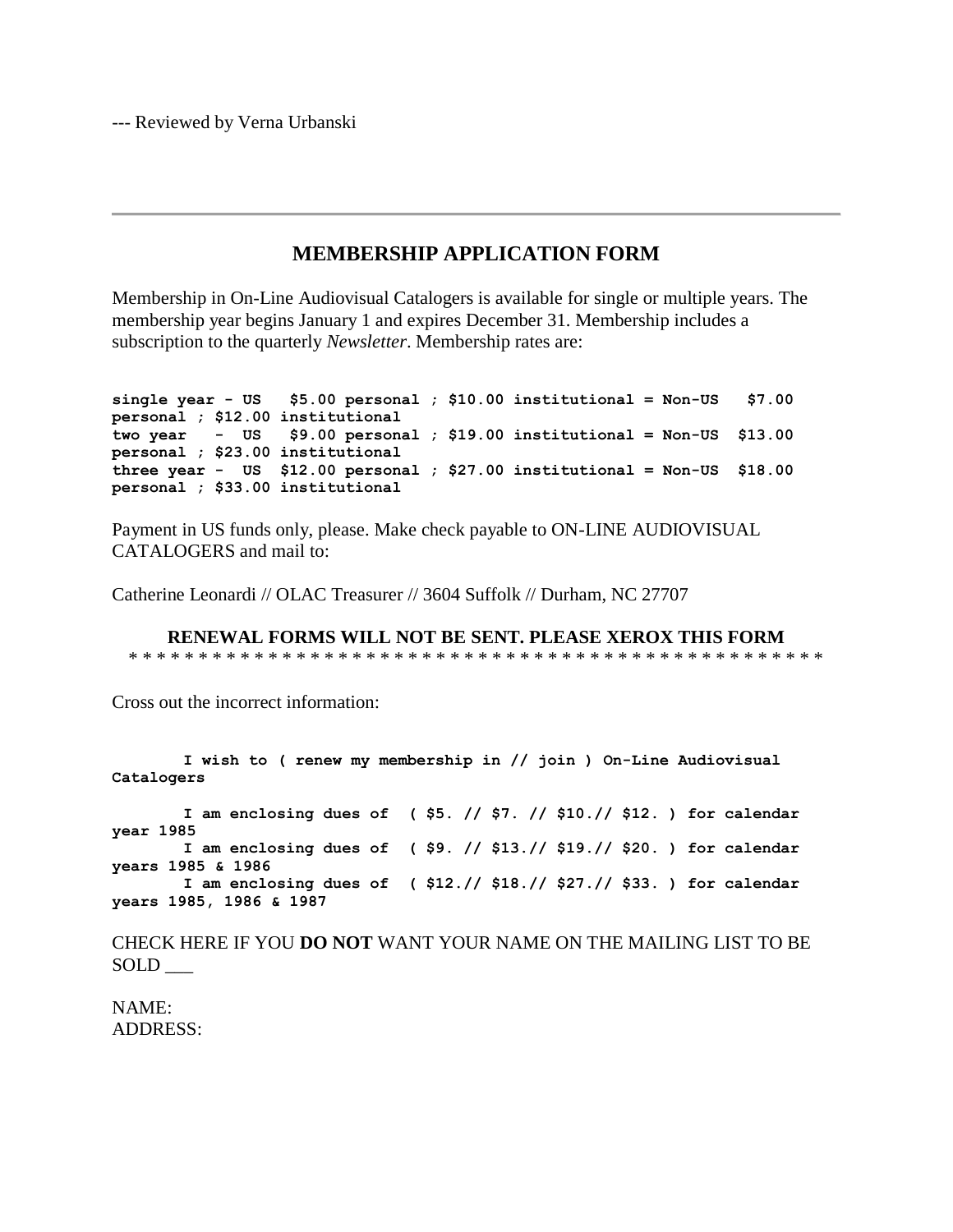--- Reviewed by Verna Urbanski

---

## MEMBERSHIP APPLICATION FORM

Membership in On-Line Audiovisual Catalogers is available for single or multiple years. The membership year begins January 1 and expires December 31. Membership includes a subscription to the quarterly *Newsletter*. Membership rates are:

**single year - US $5.00 personal ; $10.00 institutional = Non-US $7.00 personal ; $12.00 institutional**
**two year - US $9.00 personal ; $19.00 institutional = Non-US $13.00 personal ; $23.00 institutional**
**three year - US $12.00 personal ; $27.00 institutional = Non-US $18.00 personal ; $33.00 institutional**

Payment in US funds only, please. Make check payable to ON-LINE AUDIOVISUAL CATALOGERS and mail to:

Catherine Leonardi // OLAC Treasurer // 3604 Suffolk // Durham, NC 27707

**RENEWAL FORMS WILL NOT BE SENT. PLEASE XEROX THIS FORM**

\* \* \* \* \* \* \* \* \* \* \* \* \* \* \* \* \* \* \* \* \* \* \* \* \* \* \* \* \* \* \* \* \* \* \* \* \* \* \* \* \* \* \* \* \* \* \* \* \* \*

Cross out the incorrect information:

**I wish to ( renew my membership in // join ) On-Line Audiovisual Catalogers**

**I am enclosing dues of ( $5. // $7. // $10.// $12. ) for calendar year 1985**
**I am enclosing dues of ( $9. // $13.// $19.// $20. ) for calendar years 1985 & 1986**
**I am enclosing dues of ( $12.// $18.// $27.// $33. ) for calendar years 1985, 1986 & 1987**

CHECK HERE IF YOU **DO NOT** WANT YOUR NAME ON THE MAILING LIST TO BE SOLD ___

NAME:
ADDRESS: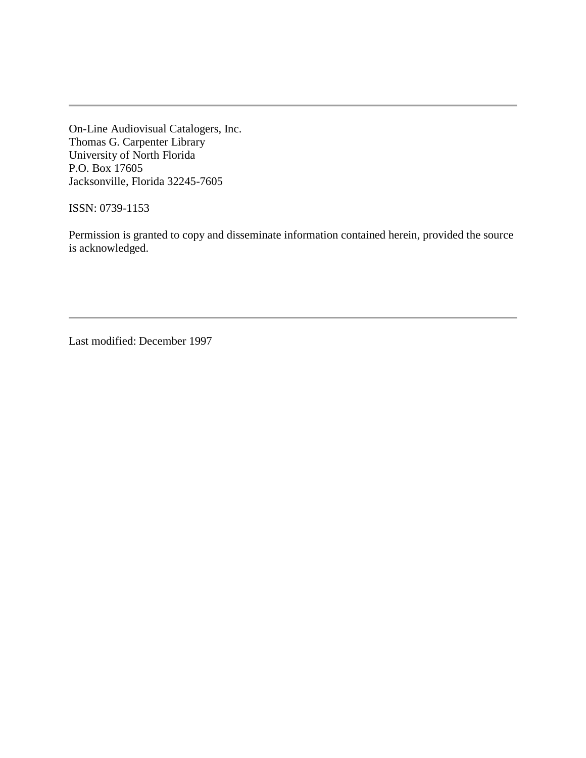---

On-Line Audiovisual Catalogers, Inc.
Thomas G. Carpenter Library
University of North Florida
P.O. Box 17605
Jacksonville, Florida 32245-7605

ISSN: 0739-1153

Permission is granted to copy and disseminate information contained herein, provided the source is acknowledged.

---

Last modified: December 1997